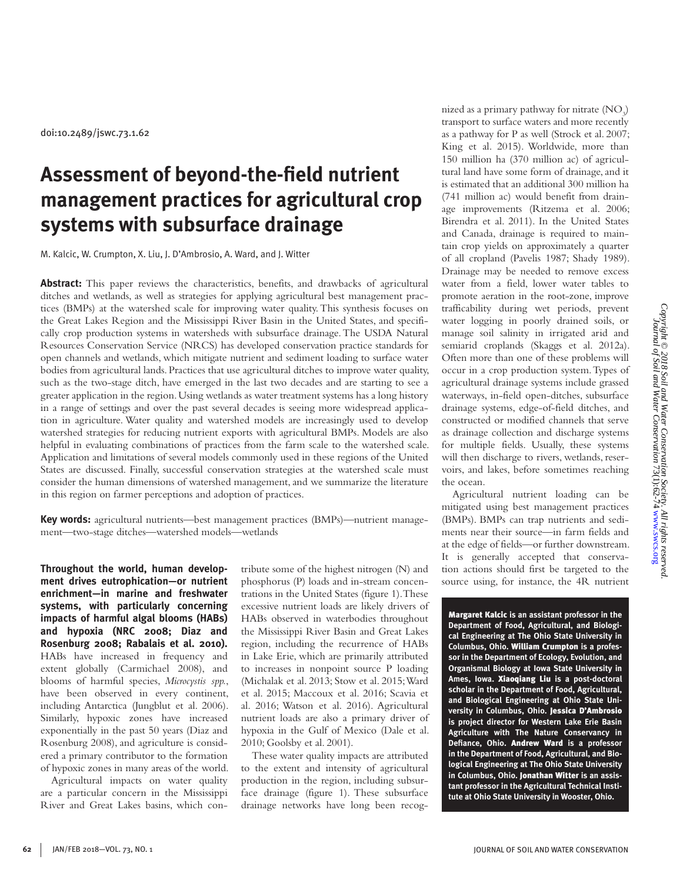doi:10.2489/jswc.73.1.62

# Assessment of beyond-the-field nutrient management practices for agricultural crop systems with subsurface drainage

M. Kalcic, W. Crumpton, X. Liu, J. D'Ambrosio, A. Ward, and J. Witter

**Abstract:** This paper reviews the characteristics, benefits, and drawbacks of agricultural ditches and wetlands, as well as strategies for applying agricultural best management practices (BMPs) at the watershed scale for improving water quality. This synthesis focuses on the Great Lakes Region and the Mississippi River Basin in the United States, and specifically crop production systems in watersheds with subsurface drainage. The USDA Natural Resources Conservation Service (NRCS) has developed conservation practice standards for open channels and wetlands, which mitigate nutrient and sediment loading to surface water bodies from agricultural lands. Practices that use agricultural ditches to improve water quality, such as the two-stage ditch, have emerged in the last two decades and are starting to see a greater application in the region. Using wetlands as water treatment systems has a long history in a range of settings and over the past several decades is seeing more widespread application in agriculture. Water quality and watershed models are increasingly used to develop watershed strategies for reducing nutrient exports with agricultural BMPs. Models are also helpful in evaluating combinations of practices from the farm scale to the watershed scale. Application and limitations of several models commonly used in these regions of the United States are discussed. Finally, successful conservation strategies at the watershed scale must consider the human dimensions of watershed management, and we summarize the literature in this region on farmer perceptions and adoption of practices.

**Key words:** agricultural nutrients—best management practices (BMPs)—nutrient management—two-stage ditches—watershed models—wetlands

**Throughout the world, human development drives eutrophication—or nutrient enrichment—in marine and freshwater systems, with particularly concerning impacts of harmful algal blooms (HABs) and hypoxia (NRC 2008; Diaz and Rosenburg 2008; Rabalais et al. 2010).** HABs have increased in frequency and extent globally (Carmichael 2008), and blooms of harmful species, *Microcystis spp.*, have been observed in every continent, including Antarctica (Jungblut et al. 2006). Similarly, hypoxic zones have increased exponentially in the past 50 years (Diaz and Rosenburg 2008), and agriculture is considered a primary contributor to the formation of hypoxic zones in many areas of the world.

Agricultural impacts on water quality are a particular concern in the Mississippi River and Great Lakes basins, which contribute some of the highest nitrogen (N) and phosphorus (P) loads and in-stream concentrations in the United States (figure 1). These excessive nutrient loads are likely drivers of HABs observed in waterbodies throughout the Mississippi River Basin and Great Lakes region, including the recurrence of HABs in Lake Erie, which are primarily attributed to increases in nonpoint source P loading (Michalak et al. 2013; Stow et al. 2015; Ward et al. 2015; Maccoux et al. 2016; Scavia et al. 2016; Watson et al. 2016). Agricultural nutrient loads are also a primary driver of hypoxia in the Gulf of Mexico (Dale et al. 2010; Goolsby et al. 2001).

These water quality impacts are attributed to the extent and intensity of agricultural production in the region, including subsurface drainage (figure 1). These subsurface drainage networks have long been recognized as a primary pathway for nitrate ($NO_3$) transport to surface waters and more recently as a pathway for P as well (Strock et al. 2007; King et al. 2015). Worldwide, more than 150 million ha (370 million ac) of agricultural land have some form of drainage, and it is estimated that an additional 300 million ha (741 million ac) would benefit from drainage improvements (Ritzema et al. 2006; Birendra et al. 2011). In the United States and Canada, drainage is required to maintain crop yields on approximately a quarter of all cropland (Pavelis 1987; Shady 1989). Drainage may be needed to remove excess water from a field, lower water tables to promote aeration in the root-zone, improve trafficability during wet periods, prevent water logging in poorly drained soils, or manage soil salinity in irrigated arid and semiarid croplands (Skaggs et al. 2012a). Often more than one of these problems will occur in a crop production system. Types of agricultural drainage systems include grassed waterways, in-field open-ditches, subsurface drainage systems, edge-of-field ditches, and constructed or modified channels that serve as drainage collection and discharge systems for multiple fields. Usually, these systems will then discharge to rivers, wetlands, reservoirs, and lakes, before sometimes reaching the ocean.

Agricultural nutrient loading can be mitigated using best management practices (BMPs). BMPs can trap nutrients and sediments near their source—in farm fields and at the edge of fields—or further downstream. It is generally accepted that conservation actions should first be targeted to the source using, for instance, the 4R nutrient

**Margaret Kalcic** is an assistant professor in the Department of Food, Agricultural, and Biological Engineering at The Ohio State University in Columbus, Ohio. **William Crumpton** is a professor in the Department of Ecology, Evolution, and Organismal Biology at Iowa State University in Ames, Iowa. **Xiaoqiang Liu** is a post-doctoral scholar in the Department of Food, Agricultural, and Biological Engineering at Ohio State University in Columbus, Ohio. **Jessica D'Ambrosio** is project director for Western Lake Erie Basin Agriculture with The Nature Conservancy in Defiance, Ohio. **Andrew Ward** is a professor in the Department of Food, Agricultural, and Biological Engineering at The Ohio State University in Columbus, Ohio. **Jonathan Witter** is an assistant professor in the Agricultural Technical Institute at Ohio State University in Wooster, Ohio.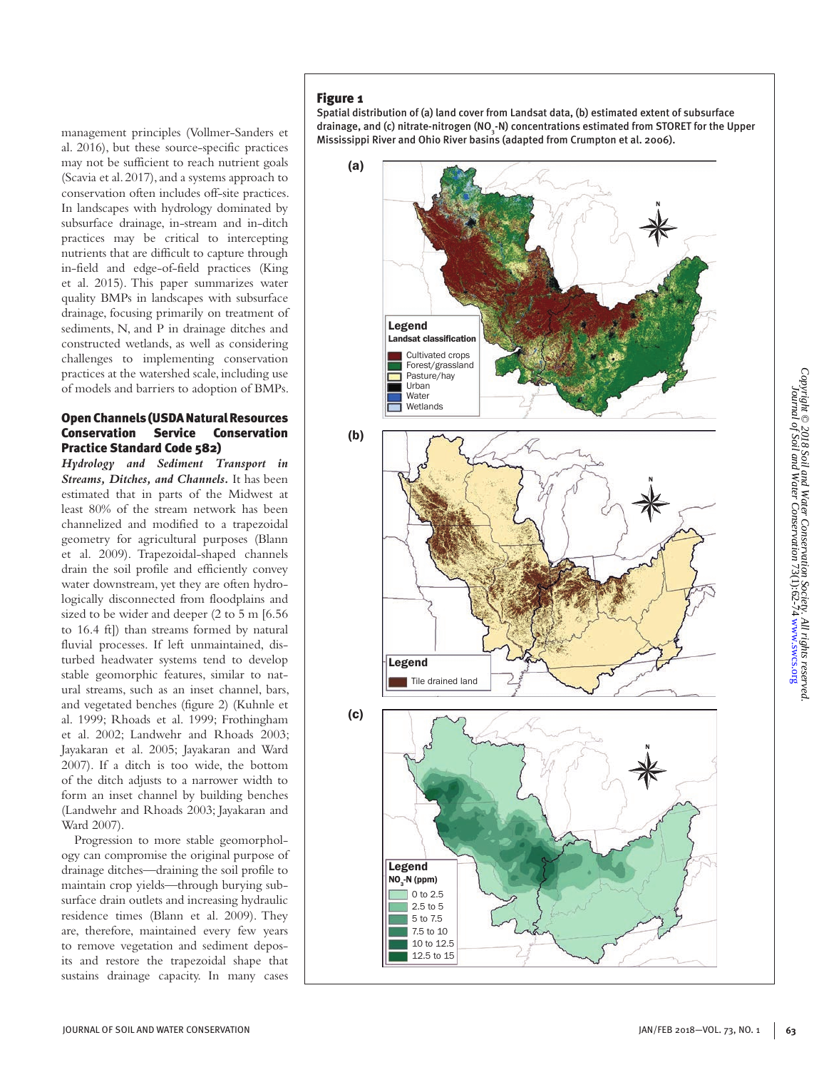management principles (Vollmer-Sanders et al. 2016), but these source-specific practices may not be sufficient to reach nutrient goals (Scavia et al. 2017), and a systems approach to conservation often includes off-site practices. In landscapes with hydrology dominated by subsurface drainage, in-stream and in-ditch practices may be critical to intercepting nutrients that are difficult to capture through in-field and edge-of-field practices (King et al. 2015). This paper summarizes water quality BMPs in landscapes with subsurface drainage, focusing primarily on treatment of sediments, N, and P in drainage ditches and constructed wetlands, as well as considering challenges to implementing conservation practices at the watershed scale, including use of models and barriers to adoption of BMPs.

## Open Channels (USDA Natural Resources Conservation Service Conservation Practice Standard Code 582)

***Hydrology and Sediment Transport in Streams, Ditches, and Channels.*** It has been estimated that in parts of the Midwest at least 80% of the stream network has been channelized and modified to a trapezoidal geometry for agricultural purposes (Blann et al. 2009). Trapezoidal-shaped channels drain the soil profile and efficiently convey water downstream, yet they are often hydrologically disconnected from floodplains and sized to be wider and deeper (2 to 5 m [6.56 to 16.4 ft]) than streams formed by natural fluvial processes. If left unmaintained, disturbed headwater systems tend to develop stable geomorphic features, similar to natural streams, such as an inset channel, bars, and vegetated benches (figure 2) (Kuhnle et al. 1999; Rhoads et al. 1999; Frothingham et al. 2002; Landwehr and Rhoads 2003; Jayakaran et al. 2005; Jayakaran and Ward 2007). If a ditch is too wide, the bottom of the ditch adjusts to a narrower width to form an inset channel by building benches (Landwehr and Rhoads 2003; Jayakaran and Ward 2007).

Progression to more stable geomorphology can compromise the original purpose of drainage ditches—draining the soil profile to maintain crop yields—through burying subsurface drain outlets and increasing hydraulic residence times (Blann et al. 2009). They are, therefore, maintained every few years to remove vegetation and sediment deposits and restore the trapezoidal shape that sustains drainage capacity. In many cases

**Figure 1**

Spatial distribution of (a) land cover from Landsat data, (b) estimated extent of subsurface drainage, and (c) nitrate-nitrogen ($NO_3$-N) concentrations estimated from STORET for the Upper Mississippi River and Ohio River basins (adapted from Crumpton et al. 2006).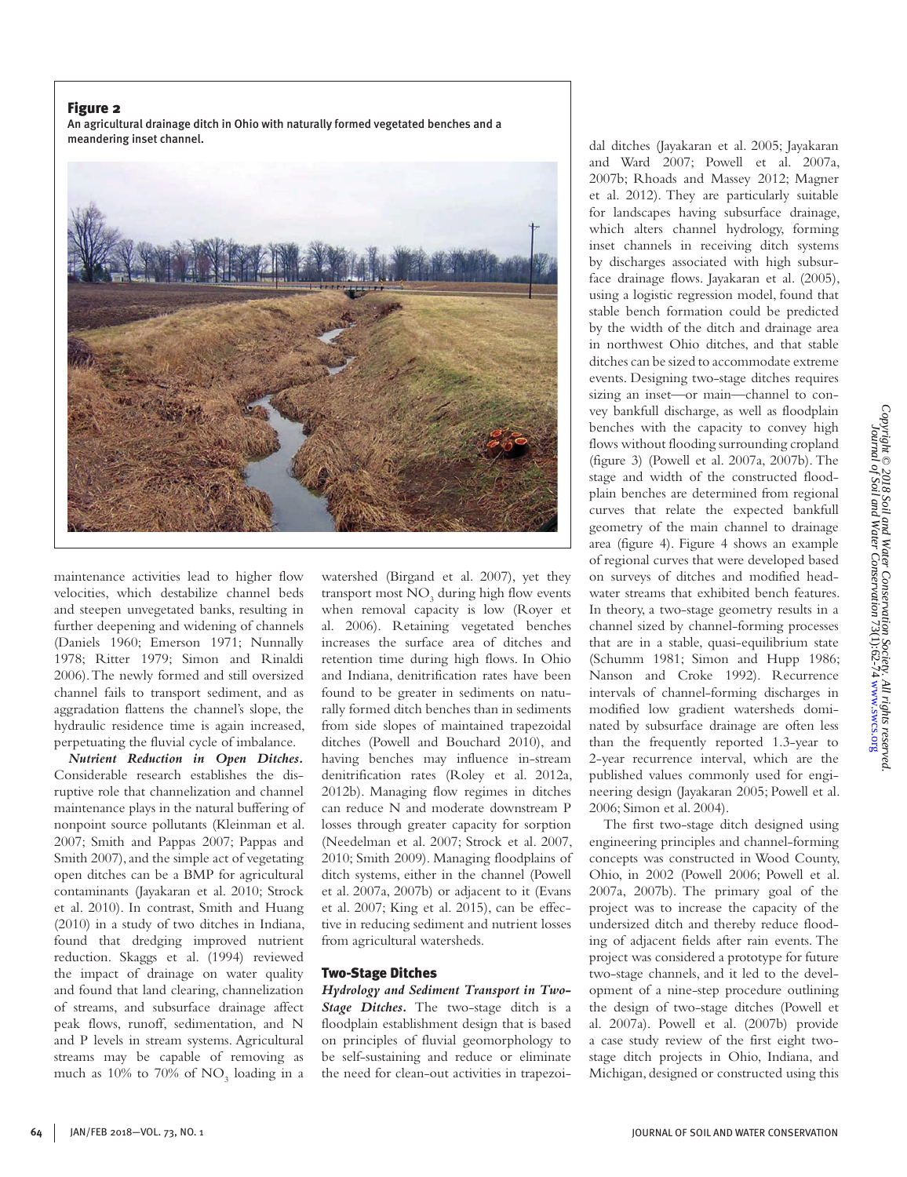**Figure 2**

An agricultural drainage ditch in Ohio with naturally formed vegetated benches and a meandering inset channel.

maintenance activities lead to higher flow velocities, which destabilize channel beds and steepen unvegetated banks, resulting in further deepening and widening of channels (Daniels 1960; Emerson 1971; Nunnally 1978; Ritter 1979; Simon and Rinaldi 2006). The newly formed and still oversized channel fails to transport sediment, and as aggradation flattens the channel's slope, the hydraulic residence time is again increased, perpetuating the fluvial cycle of imbalance.

***Nutrient Reduction in Open Ditches.*** Considerable research establishes the disruptive role that channelization and channel maintenance plays in the natural buffering of nonpoint source pollutants (Kleinman et al. 2007; Smith and Pappas 2007; Pappas and Smith 2007), and the simple act of vegetating open ditches can be a BMP for agricultural contaminants (Jayakaran et al. 2010; Strock et al. 2010). In contrast, Smith and Huang (2010) in a study of two ditches in Indiana, found that dredging improved nutrient reduction. Skaggs et al. (1994) reviewed the impact of drainage on water quality and found that land clearing, channelization of streams, and subsurface drainage affect peak flows, runoff, sedimentation, and N and P levels in stream systems. Agricultural streams may be capable of removing as much as 10% to 70% of $NO_3$ loading in a watershed (Birgand et al. 2007), yet they transport most $NO_3$ during high flow events when removal capacity is low (Royer et al. 2006). Retaining vegetated benches increases the surface area of ditches and retention time during high flows. In Ohio and Indiana, denitrification rates have been found to be greater in sediments on naturally formed ditch benches than in sediments from side slopes of maintained trapezoidal ditches (Powell and Bouchard 2010), and having benches may influence in-stream denitrification rates (Roley et al. 2012a, 2012b). Managing flow regimes in ditches can reduce N and moderate downstream P losses through greater capacity for sorption (Needelman et al. 2007; Strock et al. 2007, 2010; Smith 2009). Managing floodplains of ditch systems, either in the channel (Powell et al. 2007a, 2007b) or adjacent to it (Evans et al. 2007; King et al. 2015), can be effective in reducing sediment and nutrient losses from agricultural watersheds.

## Two-Stage Ditches

***Hydrology and Sediment Transport in Two-Stage Ditches.*** The two-stage ditch is a floodplain establishment design that is based on principles of fluvial geomorphology to be self-sustaining and reduce or eliminate the need for clean-out activities in trapezoidal ditches (Jayakaran et al. 2005; Jayakaran and Ward 2007; Powell et al. 2007a, 2007b; Rhoads and Massey 2012; Magner et al. 2012). They are particularly suitable for landscapes having subsurface drainage, which alters channel hydrology, forming inset channels in receiving ditch systems by discharges associated with high subsurface drainage flows. Jayakaran et al. (2005), using a logistic regression model, found that stable bench formation could be predicted by the width of the ditch and drainage area in northwest Ohio ditches, and that stable ditches can be sized to accommodate extreme events. Designing two-stage ditches requires sizing an inset—or main—channel to convey bankfull discharge, as well as floodplain benches with the capacity to convey high flows without flooding surrounding cropland (figure 3) (Powell et al. 2007a, 2007b). The stage and width of the constructed floodplain benches are determined from regional curves that relate the expected bankfull geometry of the main channel to drainage area (figure 4). Figure 4 shows an example of regional curves that were developed based on surveys of ditches and modified headwater streams that exhibited bench features. In theory, a two-stage geometry results in a channel sized by channel-forming processes that are in a stable, quasi-equilibrium state (Schumm 1981; Simon and Hupp 1986; Nanson and Croke 1992). Recurrence intervals of channel-forming discharges in modified low gradient watersheds dominated by subsurface drainage are often less than the frequently reported 1.3-year to 2-year recurrence interval, which are the published values commonly used for engineering design (Jayakaran 2005; Powell et al. 2006; Simon et al. 2004).

The first two-stage ditch designed using engineering principles and channel-forming concepts was constructed in Wood County, Ohio, in 2002 (Powell 2006; Powell et al. 2007a, 2007b). The primary goal of the project was to increase the capacity of the undersized ditch and thereby reduce flooding of adjacent fields after rain events. The project was considered a prototype for future two-stage channels, and it led to the development of a nine-step procedure outlining the design of two-stage ditches (Powell et al. 2007a). Powell et al. (2007b) provide a case study review of the first eight two-stage ditch projects in Ohio, Indiana, and Michigan, designed or constructed using this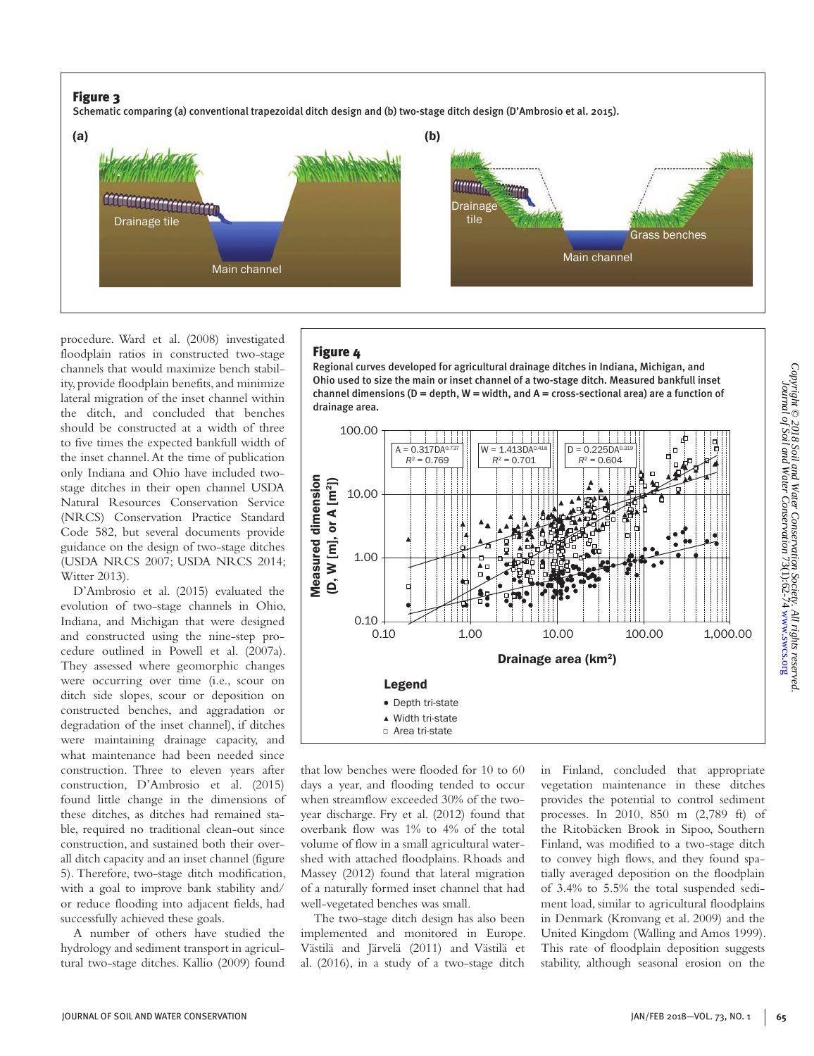**Figure 3**

Schematic comparing (a) conventional trapezoidal ditch design and (b) two-stage ditch design (D'Ambrosio et al. 2015).

**Figure 4**

Regional curves developed for agricultural drainage ditches in Indiana, Michigan, and Ohio used to size the main or inset channel of a two-stage ditch. Measured bankfull inset channel dimensions (D = depth, W = width, and A = cross-sectional area) are a function of drainage area.

procedure. Ward et al. (2008) investigated floodplain ratios in constructed two-stage channels that would maximize bench stability, provide floodplain benefits, and minimize lateral migration of the inset channel within the ditch, and concluded that benches should be constructed at a width of three to five times the expected bankfull width of the inset channel. At the time of publication only Indiana and Ohio have included two-stage ditches in their open channel USDA Natural Resources Conservation Service (NRCS) Conservation Practice Standard Code 582, but several documents provide guidance on the design of two-stage ditches (USDA NRCS 2007; USDA NRCS 2014; Witter 2013).

D'Ambrosio et al. (2015) evaluated the evolution of two-stage channels in Ohio, Indiana, and Michigan that were designed and constructed using the nine-step procedure outlined in Powell et al. (2007a). They assessed where geomorphic changes were occurring over time (i.e., scour on ditch side slopes, scour or deposition on constructed benches, and aggradation or degradation of the inset channel), if ditches were maintaining drainage capacity, and what maintenance had been needed since construction. Three to eleven years after construction, D'Ambrosio et al. (2015) found little change in the dimensions of these ditches, as ditches had remained stable, required no traditional clean-out since construction, and sustained both their overall ditch capacity and an inset channel (figure 5). Therefore, two-stage ditch modification, with a goal to improve bank stability and/or reduce flooding into adjacent fields, had successfully achieved these goals.

A number of others have studied the hydrology and sediment transport in agricultural two-stage ditches. Kallio (2009) found that low benches were flooded for 10 to 60 days a year, and flooding tended to occur when streamflow exceeded 30% of the two-year discharge. Fry et al. (2012) found that overbank flow was 1% to 4% of the total volume of flow in a small agricultural watershed with attached floodplains. Rhoads and Massey (2012) found that lateral migration of a naturally formed inset channel that had well-vegetated benches was small.

The two-stage ditch design has also been implemented and monitored in Europe. Västilä and Järvelä (2011) and Västilä et al. (2016), in a study of a two-stage ditch in Finland, concluded that appropriate vegetation maintenance in these ditches provides the potential to control sediment processes. In 2010, 850 m (2,789 ft) of the Ritobäcken Brook in Sipoo, Southern Finland, was modified to a two-stage ditch to convey high flows, and they found spatially averaged deposition on the floodplain of 3.4% to 5.5% the total suspended sediment load, similar to agricultural floodplains in Denmark (Kronvang et al. 2009) and the United Kingdom (Walling and Amos 1999). This rate of floodplain deposition suggests stability, although seasonal erosion on the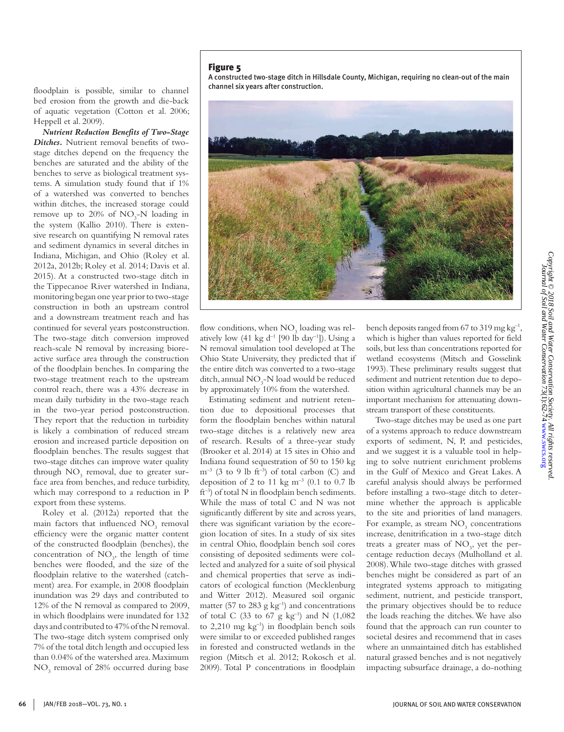floodplain is possible, similar to channel bed erosion from the growth and die-back of aquatic vegetation (Cotton et al. 2006; Heppell et al. 2009).

***Nutrient Reduction Benefits of Two-Stage Ditches.*** Nutrient removal benefits of two-stage ditches depend on the frequency the benches are saturated and the ability of the benches to serve as biological treatment systems. A simulation study found that if 1% of a watershed was converted to benches within ditches, the increased storage could remove up to 20% of $NO_3$-N loading in the system (Kallio 2010). There is extensive research on quantifying N removal rates and sediment dynamics in several ditches in Indiana, Michigan, and Ohio (Roley et al. 2012a, 2012b; Roley et al. 2014; Davis et al. 2015). At a constructed two-stage ditch in the Tippecanoe River watershed in Indiana, monitoring began one year prior to two-stage construction in both an upstream control and a downstream treatment reach and has continued for several years postconstruction. The two-stage ditch conversion improved reach-scale N removal by increasing bioreactive surface area through the construction of the floodplain benches. In comparing the two-stage treatment reach to the upstream control reach, there was a 43% decrease in mean daily turbidity in the two-stage reach in the two-year period postconstruction. They report that the reduction in turbidity is likely a combination of reduced stream erosion and increased particle deposition on floodplain benches. The results suggest that two-stage ditches can improve water quality through $NO_3$ removal, due to greater surface area from benches, and reduce turbidity, which may correspond to a reduction in P export from these systems.

Roley et al. (2012a) reported that the main factors that influenced $NO_3$ removal efficiency were the organic matter content of the constructed floodplain (benches), the concentration of $NO_3$, the length of time benches were flooded, and the size of the floodplain relative to the watershed (catchment) area. For example, in 2008 floodplain inundation was 29 days and contributed to 12% of the N removal as compared to 2009, in which floodplains were inundated for 132 days and contributed to 47% of the N removal. The two-stage ditch system comprised only 7% of the total ditch length and occupied less than 0.04% of the watershed area. Maximum $NO_3$ removal of 28% occurred during base flow conditions, when $NO_3$ loading was relatively low (41 kg $d^{-1}$ [90 lb $day^{-1}$]). Using a N removal simulation tool developed at The Ohio State University, they predicted that if the entire ditch was converted to a two-stage ditch, annual $NO_3$-N load would be reduced by approximately 10% from the watershed.

**Figure 5**

A constructed two-stage ditch in Hillsdale County, Michigan, requiring no clean-out of the main channel six years after construction.

Estimating sediment and nutrient retention due to depositional processes that form the floodplain benches within natural two-stage ditches is a relatively new area of research. Results of a three-year study (Brooker et al. 2014) at 15 sites in Ohio and Indiana found sequestration of 50 to 150 kg $m^{-3}$ (3 to 9 lb $ft^{-3}$) of total carbon (C) and deposition of 2 to 11 kg $m^{-3}$ (0.1 to 0.7 lb $ft^{-3}$) of total N in floodplain bench sediments. While the mass of total C and N was not significantly different by site and across years, there was significant variation by the ecoregion location of sites. In a study of six sites in central Ohio, floodplain bench soil cores consisting of deposited sediments were collected and analyzed for a suite of soil physical and chemical properties that serve as indicators of ecological function (Mecklenburg and Witter 2012). Measured soil organic matter (57 to 283 g $kg^{-1}$) and concentrations of total C (33 to 67 g $kg^{-1}$) and N (1,082 to 2,210 mg $kg^{-1}$) in floodplain bench soils were similar to or exceeded published ranges in forested and constructed wetlands in the region (Mitsch et al. 2012; Rokosch et al. 2009). Total P concentrations in floodplain bench deposits ranged from 67 to 319 mg $kg^{-1}$, which is higher than values reported for field soils, but less than concentrations reported for wetland ecosystems (Mitsch and Gosselink 1993). These preliminary results suggest that sediment and nutrient retention due to deposition within agricultural channels may be an important mechanism for attenuating downstream transport of these constituents.

Two-stage ditches may be used as one part of a systems approach to reduce downstream exports of sediment, N, P, and pesticides, and we suggest it is a valuable tool in helping to solve nutrient enrichment problems in the Gulf of Mexico and Great Lakes. A careful analysis should always be performed before installing a two-stage ditch to determine whether the approach is applicable to the site and priorities of land managers. For example, as stream $NO_3$ concentrations increase, denitrification in a two-stage ditch treats a greater mass of $NO_3$, yet the percentage reduction decays (Mulholland et al. 2008). While two-stage ditches with grassed benches might be considered as part of an integrated systems approach to mitigating sediment, nutrient, and pesticide transport, the primary objectives should be to reduce the loads reaching the ditches. We have also found that the approach can run counter to societal desires and recommend that in cases where an unmaintained ditch has established natural grassed benches and is not negatively impacting subsurface drainage, a do-nothing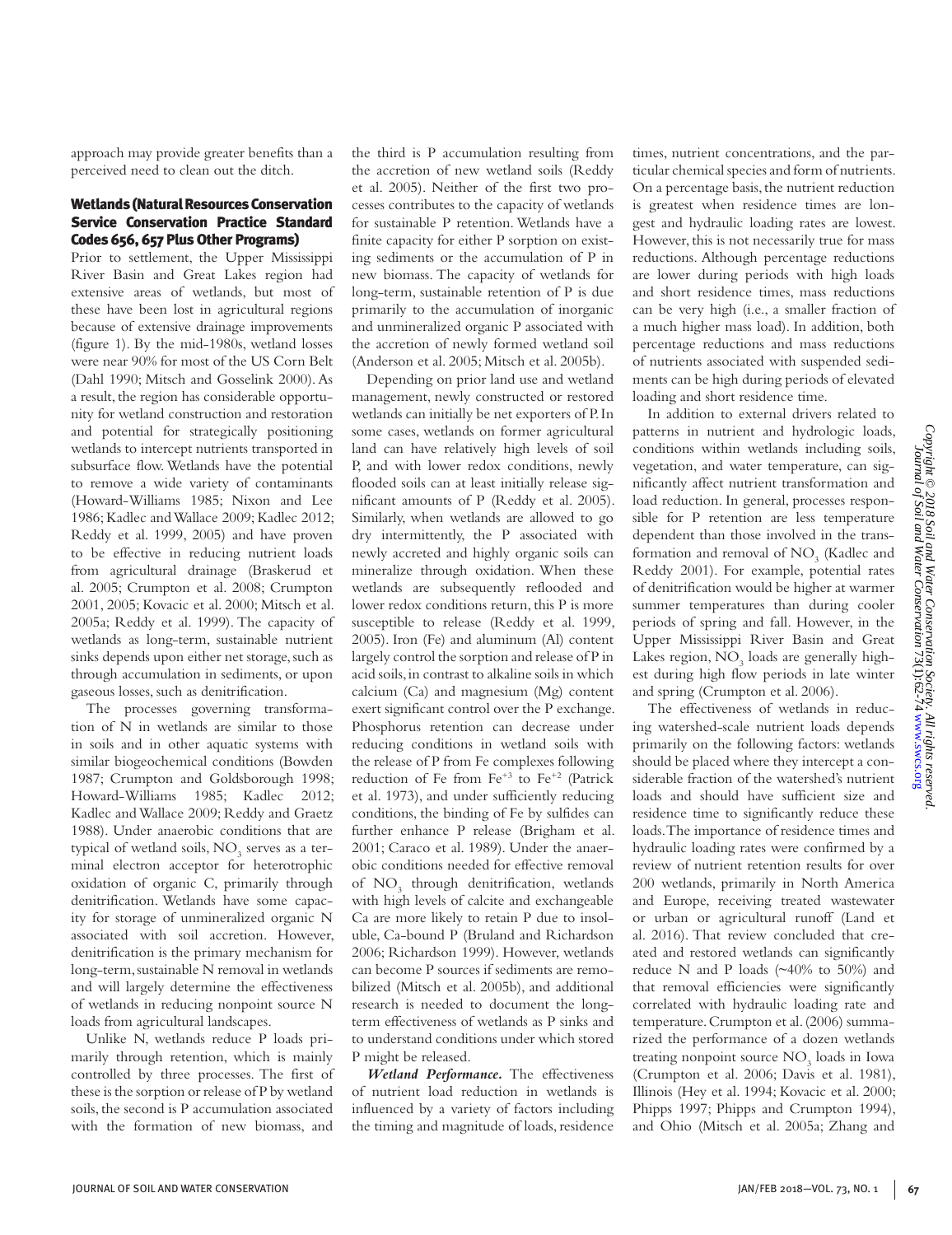approach may provide greater benefits than a perceived need to clean out the ditch.

### Wetlands (Natural Resources Conservation Service Conservation Practice Standard Codes 656, 657 Plus Other Programs)

Prior to settlement, the Upper Mississippi River Basin and Great Lakes region had extensive areas of wetlands, but most of these have been lost in agricultural regions because of extensive drainage improvements (figure 1). By the mid-1980s, wetland losses were near 90% for most of the US Corn Belt (Dahl 1990; Mitsch and Gosselink 2000). As a result, the region has considerable opportunity for wetland construction and restoration and potential for strategically positioning wetlands to intercept nutrients transported in subsurface flow. Wetlands have the potential to remove a wide variety of contaminants (Howard-Williams 1985; Nixon and Lee 1986; Kadlec and Wallace 2009; Kadlec 2012; Reddy et al. 1999, 2005) and have proven to be effective in reducing nutrient loads from agricultural drainage (Braskerud et al. 2005; Crumpton et al. 2008; Crumpton 2001, 2005; Kovacic et al. 2000; Mitsch et al. 2005a; Reddy et al. 1999). The capacity of wetlands as long-term, sustainable nutrient sinks depends upon either net storage, such as through accumulation in sediments, or upon gaseous losses, such as denitrification.

The processes governing transformation of N in wetlands are similar to those in soils and in other aquatic systems with similar biogeochemical conditions (Bowden 1987; Crumpton and Goldsborough 1998; Howard-Williams 1985; Kadlec 2012; Kadlec and Wallace 2009; Reddy and Graetz 1988). Under anaerobic conditions that are typical of wetland soils, $NO_3$ serves as a terminal electron acceptor for heterotrophic oxidation of organic C, primarily through denitrification. Wetlands have some capacity for storage of unmineralized organic N associated with soil accretion. However, denitrification is the primary mechanism for long-term, sustainable N removal in wetlands and will largely determine the effectiveness of wetlands in reducing nonpoint source N loads from agricultural landscapes.

Unlike N, wetlands reduce P loads primarily through retention, which is mainly controlled by three processes. The first of these is the sorption or release of P by wetland soils, the second is P accumulation associated with the formation of new biomass, and the third is P accumulation resulting from the accretion of new wetland soils (Reddy et al. 2005). Neither of the first two processes contributes to the capacity of wetlands for sustainable P retention. Wetlands have a finite capacity for either P sorption on existing sediments or the accumulation of P in new biomass. The capacity of wetlands for long-term, sustainable retention of P is due primarily to the accumulation of inorganic and unmineralized organic P associated with the accretion of newly formed wetland soil (Anderson et al. 2005; Mitsch et al. 2005b).

Depending on prior land use and wetland management, newly constructed or restored wetlands can initially be net exporters of P. In some cases, wetlands on former agricultural land can have relatively high levels of soil P, and with lower redox conditions, newly flooded soils can at least initially release significant amounts of P (Reddy et al. 2005). Similarly, when wetlands are allowed to go dry intermittently, the P associated with newly accreted and highly organic soils can mineralize through oxidation. When these wetlands are subsequently reflooded and lower redox conditions return, this P is more susceptible to release (Reddy et al. 1999, 2005). Iron (Fe) and aluminum (Al) content largely control the sorption and release of P in acid soils, in contrast to alkaline soils in which calcium (Ca) and magnesium (Mg) content exert significant control over the P exchange. Phosphorus retention can decrease under reducing conditions in wetland soils with the release of P from Fe complexes following reduction of Fe from $Fe^{+3}$ to $Fe^{+2}$ (Patrick et al. 1973), and under sufficiently reducing conditions, the binding of Fe by sulfides can further enhance P release (Brigham et al. 2001; Caraco et al. 1989). Under the anaerobic conditions needed for effective removal of $NO_3$ through denitrification, wetlands with high levels of calcite and exchangeable Ca are more likely to retain P due to insoluble, Ca-bound P (Bruland and Richardson 2006; Richardson 1999). However, wetlands can become P sources if sediments are remobilized (Mitsch et al. 2005b), and additional research is needed to document the long-term effectiveness of wetlands as P sinks and to understand conditions under which stored P might be released.

***Wetland Performance.*** The effectiveness of nutrient load reduction in wetlands is influenced by a variety of factors including the timing and magnitude of loads, residence times, nutrient concentrations, and the particular chemical species and form of nutrients. On a percentage basis, the nutrient reduction is greatest when residence times are longest and hydraulic loading rates are lowest. However, this is not necessarily true for mass reductions. Although percentage reductions are lower during periods with high loads and short residence times, mass reductions can be very high (i.e., a smaller fraction of a much higher mass load). In addition, both percentage reductions and mass reductions of nutrients associated with suspended sediments can be high during periods of elevated loading and short residence time.

In addition to external drivers related to patterns in nutrient and hydrologic loads, conditions within wetlands including soils, vegetation, and water temperature, can significantly affect nutrient transformation and load reduction. In general, processes responsible for P retention are less temperature dependent than those involved in the transformation and removal of $NO_3$ (Kadlec and Reddy 2001). For example, potential rates of denitrification would be higher at warmer summer temperatures than during cooler periods of spring and fall. However, in the Upper Mississippi River Basin and Great Lakes region, $NO_3$ loads are generally highest during high flow periods in late winter and spring (Crumpton et al. 2006).

The effectiveness of wetlands in reducing watershed-scale nutrient loads depends primarily on the following factors: wetlands should be placed where they intercept a considerable fraction of the watershed's nutrient loads and should have sufficient size and residence time to significantly reduce these loads. The importance of residence times and hydraulic loading rates were confirmed by a review of nutrient retention results for over 200 wetlands, primarily in North America and Europe, receiving treated wastewater or urban or agricultural runoff (Land et al. 2016). That review concluded that created and restored wetlands can significantly reduce N and P loads (~40% to 50%) and that removal efficiencies were significantly correlated with hydraulic loading rate and temperature. Crumpton et al. (2006) summarized the performance of a dozen wetlands treating nonpoint source $NO_3$ loads in Iowa (Crumpton et al. 2006; Davis et al. 1981), Illinois (Hey et al. 1994; Kovacic et al. 2000; Phipps 1997; Phipps and Crumpton 1994), and Ohio (Mitsch et al. 2005a; Zhang and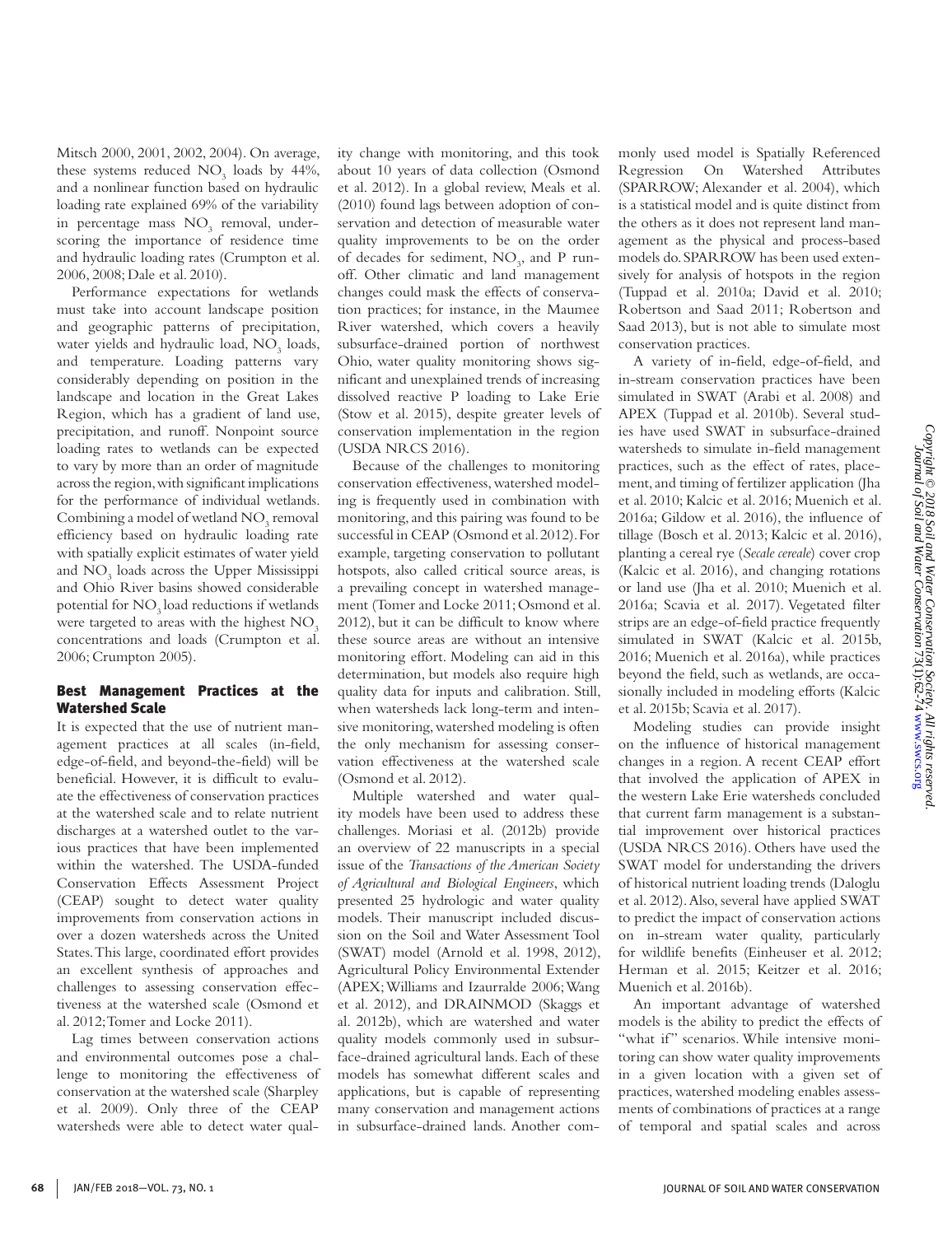Mitsch 2000, 2001, 2002, 2004). On average, these systems reduced $NO_3$ loads by 44%, and a nonlinear function based on hydraulic loading rate explained 69% of the variability in percentage mass $NO_3$ removal, underscoring the importance of residence time and hydraulic loading rates (Crumpton et al. 2006, 2008; Dale et al. 2010).

Performance expectations for wetlands must take into account landscape position and geographic patterns of precipitation, water yields and hydraulic load, $NO_3$ loads, and temperature. Loading patterns vary considerably depending on position in the landscape and location in the Great Lakes Region, which has a gradient of land use, precipitation, and runoff. Nonpoint source loading rates to wetlands can be expected to vary by more than an order of magnitude across the region, with significant implications for the performance of individual wetlands. Combining a model of wetland $NO_3$ removal efficiency based on hydraulic loading rate with spatially explicit estimates of water yield and $NO_3$ loads across the Upper Mississippi and Ohio River basins showed considerable potential for $NO_3$ load reductions if wetlands were targeted to areas with the highest $NO_3$ concentrations and loads (Crumpton et al. 2006; Crumpton 2005).

## Best Management Practices at the Watershed Scale

It is expected that the use of nutrient management practices at all scales (in-field, edge-of-field, and beyond-the-field) will be beneficial. However, it is difficult to evaluate the effectiveness of conservation practices at the watershed scale and to relate nutrient discharges at a watershed outlet to the various practices that have been implemented within the watershed. The USDA-funded Conservation Effects Assessment Project (CEAP) sought to detect water quality improvements from conservation actions in over a dozen watersheds across the United States. This large, coordinated effort provides an excellent synthesis of approaches and challenges to assessing conservation effectiveness at the watershed scale (Osmond et al. 2012; Tomer and Locke 2011).

Lag times between conservation actions and environmental outcomes pose a challenge to monitoring the effectiveness of conservation at the watershed scale (Sharpley et al. 2009). Only three of the CEAP watersheds were able to detect water quality change with monitoring, and this took about 10 years of data collection (Osmond et al. 2012). In a global review, Meals et al. (2010) found lags between adoption of conservation and detection of measurable water quality improvements to be on the order of decades for sediment, $NO_3$, and P runoff. Other climatic and land management changes could mask the effects of conservation practices; for instance, in the Maumee River watershed, which covers a heavily subsurface-drained portion of northwest Ohio, water quality monitoring shows significant and unexplained trends of increasing dissolved reactive P loading to Lake Erie (Stow et al. 2015), despite greater levels of conservation implementation in the region (USDA NRCS 2016).

Because of the challenges to monitoring conservation effectiveness, watershed modeling is frequently used in combination with monitoring, and this pairing was found to be successful in CEAP (Osmond et al. 2012). For example, targeting conservation to pollutant hotspots, also called critical source areas, is a prevailing concept in watershed management (Tomer and Locke 2011; Osmond et al. 2012), but it can be difficult to know where these source areas are without an intensive monitoring effort. Modeling can aid in this determination, but models also require high quality data for inputs and calibration. Still, when watersheds lack long-term and intensive monitoring, watershed modeling is often the only mechanism for assessing conservation effectiveness at the watershed scale (Osmond et al. 2012).

Multiple watershed and water quality models have been used to address these challenges. Moriasi et al. (2012b) provide an overview of 22 manuscripts in a special issue of the *Transactions of the American Society of Agricultural and Biological Engineers*, which presented 25 hydrologic and water quality models. Their manuscript included discussion on the Soil and Water Assessment Tool (SWAT) model (Arnold et al. 1998, 2012), Agricultural Policy Environmental Extender (APEX; Williams and Izaurralde 2006; Wang et al. 2012), and DRAINMOD (Skaggs et al. 2012b), which are watershed and water quality models commonly used in subsurface-drained agricultural lands. Each of these models has somewhat different scales and applications, but is capable of representing many conservation and management actions in subsurface-drained lands. Another commonly used model is Spatially Referenced Regression On Watershed Attributes (SPARROW; Alexander et al. 2004), which is a statistical model and is quite distinct from the others as it does not represent land management as the physical and process-based models do. SPARROW has been used extensively for analysis of hotspots in the region (Tuppad et al. 2010a; David et al. 2010; Robertson and Saad 2011; Robertson and Saad 2013), but is not able to simulate most conservation practices.

A variety of in-field, edge-of-field, and in-stream conservation practices have been simulated in SWAT (Arabi et al. 2008) and APEX (Tuppad et al. 2010b). Several studies have used SWAT in subsurface-drained watersheds to simulate in-field management practices, such as the effect of rates, placement, and timing of fertilizer application (Jha et al. 2010; Kalcic et al. 2016; Muenich et al. 2016a; Gildow et al. 2016), the influence of tillage (Bosch et al. 2013; Kalcic et al. 2016), planting a cereal rye (*Secale cereale*) cover crop (Kalcic et al. 2016), and changing rotations or land use (Jha et al. 2010; Muenich et al. 2016a; Scavia et al. 2017). Vegetated filter strips are an edge-of-field practice frequently simulated in SWAT (Kalcic et al. 2015b, 2016; Muenich et al. 2016a), while practices beyond the field, such as wetlands, are occasionally included in modeling efforts (Kalcic et al. 2015b; Scavia et al. 2017).

Modeling studies can provide insight on the influence of historical management changes in a region. A recent CEAP effort that involved the application of APEX in the western Lake Erie watersheds concluded that current farm management is a substantial improvement over historical practices (USDA NRCS 2016). Others have used the SWAT model for understanding the drivers of historical nutrient loading trends (Daloglu et al. 2012). Also, several have applied SWAT to predict the impact of conservation actions on in-stream water quality, particularly for wildlife benefits (Einheuser et al. 2012; Herman et al. 2015; Keitzer et al. 2016; Muenich et al. 2016b).

An important advantage of watershed models is the ability to predict the effects of "what if" scenarios. While intensive monitoring can show water quality improvements in a given location with a given set of practices, watershed modeling enables assessments of combinations of practices at a range of temporal and spatial scales and across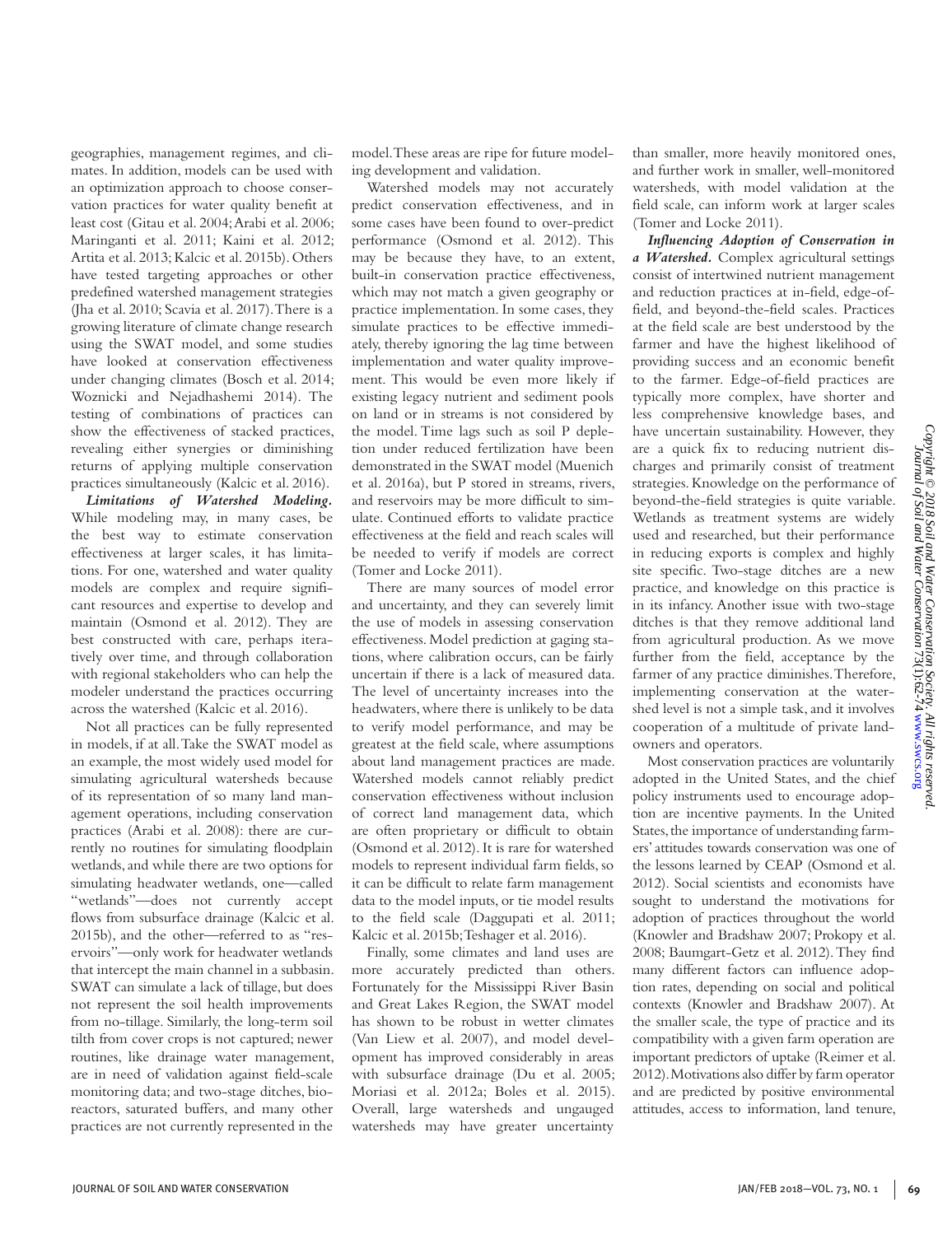geographies, management regimes, and climates. In addition, models can be used with an optimization approach to choose conservation practices for water quality benefit at least cost (Gitau et al. 2004; Arabi et al. 2006; Maringanti et al. 2011; Kaini et al. 2012; Artita et al. 2013; Kalcic et al. 2015b). Others have tested targeting approaches or other predefined watershed management strategies (Jha et al. 2010; Scavia et al. 2017). There is a growing literature of climate change research using the SWAT model, and some studies have looked at conservation effectiveness under changing climates (Bosch et al. 2014; Woznicki and Nejadhashemi 2014). The testing of combinations of practices can show the effectiveness of stacked practices, revealing either synergies or diminishing returns of applying multiple conservation practices simultaneously (Kalcic et al. 2016).

***Limitations of Watershed Modeling.*** While modeling may, in many cases, be the best way to estimate conservation effectiveness at larger scales, it has limitations. For one, watershed and water quality models are complex and require significant resources and expertise to develop and maintain (Osmond et al. 2012). They are best constructed with care, perhaps iteratively over time, and through collaboration with regional stakeholders who can help the modeler understand the practices occurring across the watershed (Kalcic et al. 2016).

Not all practices can be fully represented in models, if at all. Take the SWAT model as an example, the most widely used model for simulating agricultural watersheds because of its representation of so many land management operations, including conservation practices (Arabi et al. 2008): there are currently no routines for simulating floodplain wetlands, and while there are two options for simulating headwater wetlands, one—called "wetlands"—does not currently accept flows from subsurface drainage (Kalcic et al. 2015b), and the other—referred to as "reservoirs"—only work for headwater wetlands that intercept the main channel in a subbasin. SWAT can simulate a lack of tillage, but does not represent the soil health improvements from no-tillage. Similarly, the long-term soil tilth from cover crops is not captured; newer routines, like drainage water management, are in need of validation against field-scale monitoring data; and two-stage ditches, bioreactors, saturated buffers, and many other practices are not currently represented in the model. These areas are ripe for future modeling development and validation.

Watershed models may not accurately predict conservation effectiveness, and in some cases have been found to over-predict performance (Osmond et al. 2012). This may be because they have, to an extent, built-in conservation practice effectiveness, which may not match a given geography or practice implementation. In some cases, they simulate practices to be effective immediately, thereby ignoring the lag time between implementation and water quality improvement. This would be even more likely if existing legacy nutrient and sediment pools on land or in streams is not considered by the model. Time lags such as soil P depletion under reduced fertilization have been demonstrated in the SWAT model (Muenich et al. 2016a), but P stored in streams, rivers, and reservoirs may be more difficult to simulate. Continued efforts to validate practice effectiveness at the field and reach scales will be needed to verify if models are correct (Tomer and Locke 2011).

There are many sources of model error and uncertainty, and they can severely limit the use of models in assessing conservation effectiveness. Model prediction at gaging stations, where calibration occurs, can be fairly uncertain if there is a lack of measured data. The level of uncertainty increases into the headwaters, where there is unlikely to be data to verify model performance, and may be greatest at the field scale, where assumptions about land management practices are made. Watershed models cannot reliably predict conservation effectiveness without inclusion of correct land management data, which are often proprietary or difficult to obtain (Osmond et al. 2012). It is rare for watershed models to represent individual farm fields, so it can be difficult to relate farm management data to the model inputs, or tie model results to the field scale (Daggupati et al. 2011; Kalcic et al. 2015b; Teshager et al. 2016).

Finally, some climates and land uses are more accurately predicted than others. Fortunately for the Mississippi River Basin and Great Lakes Region, the SWAT model has shown to be robust in wetter climates (Van Liew et al. 2007), and model development has improved considerably in areas with subsurface drainage (Du et al. 2005; Moriasi et al. 2012a; Boles et al. 2015). Overall, large watersheds and ungauged watersheds may have greater uncertainty than smaller, more heavily monitored ones, and further work in smaller, well-monitored watersheds, with model validation at the field scale, can inform work at larger scales (Tomer and Locke 2011).

***Influencing Adoption of Conservation in a Watershed.*** Complex agricultural settings consist of intertwined nutrient management and reduction practices at in-field, edge-of-field, and beyond-the-field scales. Practices at the field scale are best understood by the farmer and have the highest likelihood of providing success and an economic benefit to the farmer. Edge-of-field practices are typically more complex, have shorter and less comprehensive knowledge bases, and have uncertain sustainability. However, they are a quick fix to reducing nutrient discharges and primarily consist of treatment strategies. Knowledge on the performance of beyond-the-field strategies is quite variable. Wetlands as treatment systems are widely used and researched, but their performance in reducing exports is complex and highly site specific. Two-stage ditches are a new practice, and knowledge on this practice is in its infancy. Another issue with two-stage ditches is that they remove additional land from agricultural production. As we move further from the field, acceptance by the farmer of any practice diminishes. Therefore, implementing conservation at the watershed level is not a simple task, and it involves cooperation of a multitude of private landowners and operators.

Most conservation practices are voluntarily adopted in the United States, and the chief policy instruments used to encourage adoption are incentive payments. In the United States, the importance of understanding farmers' attitudes towards conservation was one of the lessons learned by CEAP (Osmond et al. 2012). Social scientists and economists have sought to understand the motivations for adoption of practices throughout the world (Knowler and Bradshaw 2007; Prokopy et al. 2008; Baumgart-Getz et al. 2012). They find many different factors can influence adoption rates, depending on social and political contexts (Knowler and Bradshaw 2007). At the smaller scale, the type of practice and its compatibility with a given farm operation are important predictors of uptake (Reimer et al. 2012). Motivations also differ by farm operator and are predicted by positive environmental attitudes, access to information, land tenure,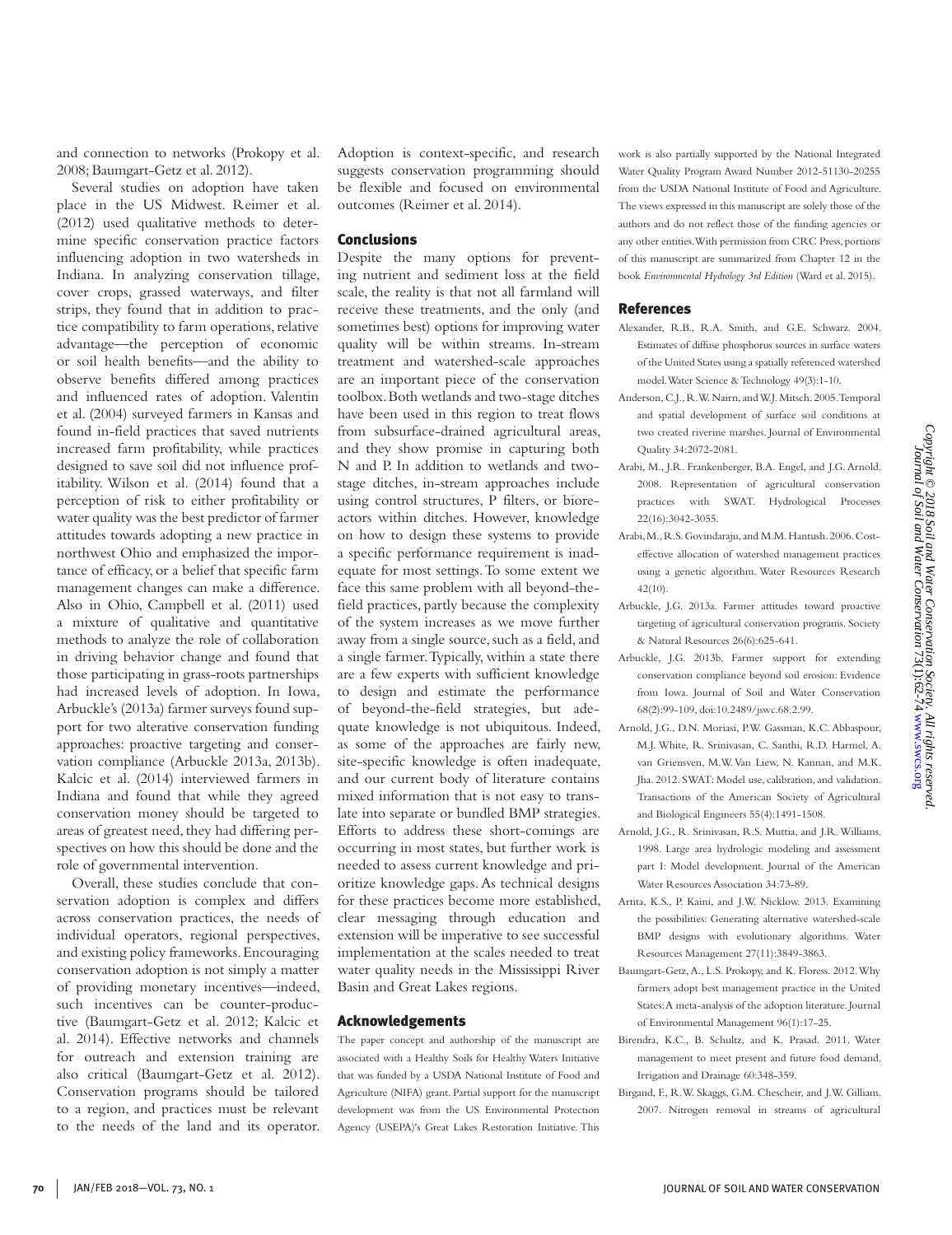and connection to networks (Prokopy et al. 2008; Baumgart-Getz et al. 2012).

Several studies on adoption have taken place in the US Midwest. Reimer et al. (2012) used qualitative methods to determine specific conservation practice factors influencing adoption in two watersheds in Indiana. In analyzing conservation tillage, cover crops, grassed waterways, and filter strips, they found that in addition to practice compatibility to farm operations, relative advantage—the perception of economic or soil health benefits—and the ability to observe benefits differed among practices and influenced rates of adoption. Valentin et al. (2004) surveyed farmers in Kansas and found in-field practices that saved nutrients increased farm profitability, while practices designed to save soil did not influence profitability. Wilson et al. (2014) found that a perception of risk to either profitability or water quality was the best predictor of farmer attitudes towards adopting a new practice in northwest Ohio and emphasized the importance of efficacy, or a belief that specific farm management changes can make a difference. Also in Ohio, Campbell et al. (2011) used a mixture of qualitative and quantitative methods to analyze the role of collaboration in driving behavior change and found that those participating in grass-roots partnerships had increased levels of adoption. In Iowa, Arbuckle's (2013a) farmer surveys found support for two alterative conservation funding approaches: proactive targeting and conservation compliance (Arbuckle 2013a, 2013b). Kalcic et al. (2014) interviewed farmers in Indiana and found that while they agreed conservation money should be targeted to areas of greatest need, they had differing perspectives on how this should be done and the role of governmental intervention.

Overall, these studies conclude that conservation adoption is complex and differs across conservation practices, the needs of individual operators, regional perspectives, and existing policy frameworks. Encouraging conservation adoption is not simply a matter of providing monetary incentives—indeed, such incentives can be counter-productive (Baumgart-Getz et al. 2012; Kalcic et al. 2014). Effective networks and channels for outreach and extension training are also critical (Baumgart-Getz et al. 2012). Conservation programs should be tailored to a region, and practices must be relevant to the needs of the land and its operator. Adoption is context-specific, and research suggests conservation programming should be flexible and focused on environmental outcomes (Reimer et al. 2014).

## Conclusions

Despite the many options for preventing nutrient and sediment loss at the field scale, the reality is that not all farmland will receive these treatments, and the only (and sometimes best) options for improving water quality will be within streams. In-stream treatment and watershed-scale approaches are an important piece of the conservation toolbox. Both wetlands and two-stage ditches have been used in this region to treat flows from subsurface-drained agricultural areas, and they show promise in capturing both N and P. In addition to wetlands and two-stage ditches, in-stream approaches include using control structures, P filters, or bioreactors within ditches. However, knowledge on how to design these systems to provide a specific performance requirement is inadequate for most settings. To some extent we face this same problem with all beyond-the-field practices, partly because the complexity of the system increases as we move further away from a single source, such as a field, and a single farmer. Typically, within a state there are a few experts with sufficient knowledge to design and estimate the performance of beyond-the-field strategies, but adequate knowledge is not ubiquitous. Indeed, as some of the approaches are fairly new, site-specific knowledge is often inadequate, and our current body of literature contains mixed information that is not easy to translate into separate or bundled BMP strategies. Efforts to address these short-comings are occurring in most states, but further work is needed to assess current knowledge and prioritize knowledge gaps. As technical designs for these practices become more established, clear messaging through education and extension will be imperative to see successful implementation at the scales needed to treat water quality needs in the Mississippi River Basin and Great Lakes regions.

## Acknowledgements

The paper concept and authorship of the manuscript are associated with a Healthy Soils for Healthy Waters Initiative that was funded by a USDA National Institute of Food and Agriculture (NIFA) grant. Partial support for the manuscript development was from the US Environmental Protection Agency (USEPA)'s Great Lakes Restoration Initiative. This work is also partially supported by the National Integrated Water Quality Program Award Number 2012-51130-20255 from the USDA National Institute of Food and Agriculture. The views expressed in this manuscript are solely those of the authors and do not reflect those of the funding agencies or any other entities. With permission from CRC Press, portions of this manuscript are summarized from Chapter 12 in the book *Environmental Hydrology 3rd Edition* (Ward et al. 2015).

## References

Alexander, R.B., R.A. Smith, and G.E. Schwarz. 2004. Estimates of diffuse phosphorus sources in surface waters of the United States using a spatially referenced watershed model. Water Science & Technology 49(3):1-10.

Anderson, C.J., R.W. Nairn, and W.J. Mitsch. 2005. Temporal and spatial development of surface soil conditions at two created riverine marshes. Journal of Environmental Quality 34:2072-2081.

Arabi, M., J.R. Frankenberger, B.A. Engel, and J.G. Arnold. 2008. Representation of agricultural conservation practices with SWAT. Hydrological Processes 22(16):3042-3055.

Arabi, M., R.S. Govindaraju, and M.M. Hantush. 2006. Cost-effective allocation of watershed management practices using a genetic algorithm. Water Resources Research 42(10).

Arbuckle, J.G. 2013a. Farmer attitudes toward proactive targeting of agricultural conservation programs. Society & Natural Resources 26(6):625-641.

Arbuckle, J.G. 2013b. Farmer support for extending conservation compliance beyond soil erosion: Evidence from Iowa. Journal of Soil and Water Conservation 68(2):99-109, doi:10.2489/jswc.68.2.99.

Arnold, J.G., D.N. Moriasi, P.W. Gassman, K.C. Abbaspour, M.J. White, R. Srinivasan, C. Santhi, R.D. Harmel, A. van Griensven, M.W. Van Liew, N. Kannan, and M.K. Jha. 2012. SWAT: Model use, calibration, and validation. Transactions of the American Society of Agricultural and Biological Engineers 55(4):1491-1508.

Arnold, J.G., R. Srinivasan, R.S. Muttia, and J.R. Williams. 1998. Large area hydrologic modeling and assessment part I: Model development. Journal of the American Water Resources Association 34:73-89.

Artita, K.S., P. Kaini, and J.W. Nicklow. 2013. Examining the possibilities: Generating alternative watershed-scale BMP designs with evolutionary algorithms. Water Resources Management 27(11):3849-3863.

Baumgart-Getz, A., L.S. Prokopy, and K. Floress. 2012. Why farmers adopt best management practice in the United States: A meta-analysis of the adoption literature. Journal of Environmental Management 96(1):17-25.

Birendra, K.C., B. Schultz, and K. Prasad. 2011. Water management to meet present and future food demand. Irrigation and Drainage 60:348-359.

Birgand, F., R.W. Skaggs, G.M. Chescheir, and J.W. Gilliam. 2007. Nitrogen removal in streams of agricultural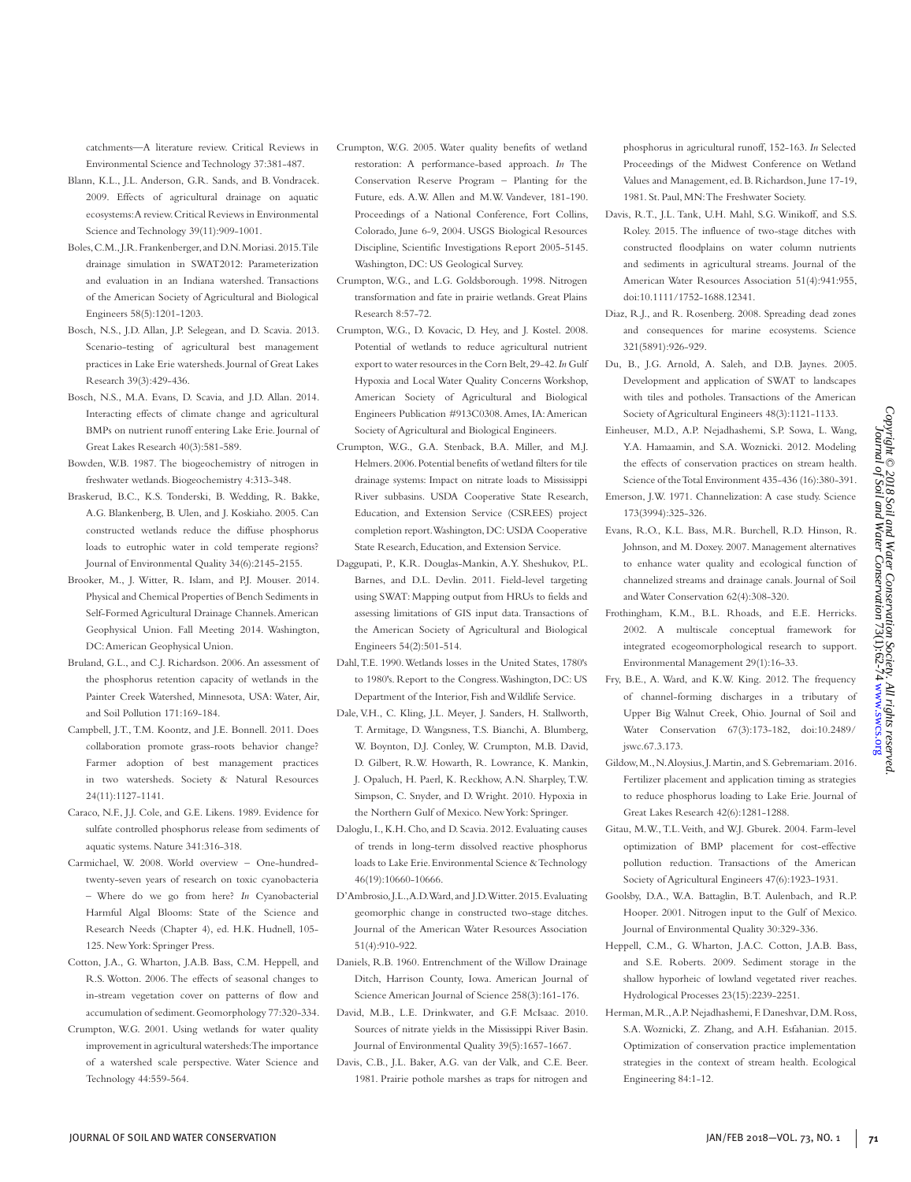catchments—A literature review. Critical Reviews in Environmental Science and Technology 37:381-487.

Blann, K.L., J.L. Anderson, G.R. Sands, and B. Vondracek. 2009. Effects of agricultural drainage on aquatic ecosystems: A review. Critical Reviews in Environmental Science and Technology 39(11):909-1001.

Boles, C.M., J.R. Frankenberger, and D.N. Moriasi. 2015. Tile drainage simulation in SWAT2012: Parameterization and evaluation in an Indiana watershed. Transactions of the American Society of Agricultural and Biological Engineers 58(5):1201-1203.

Bosch, N.S., J.D. Allan, J.P. Selegean, and D. Scavia. 2013. Scenario-testing of agricultural best management practices in Lake Erie watersheds. Journal of Great Lakes Research 39(3):429-436.

Bosch, N.S., M.A. Evans, D. Scavia, and J.D. Allan. 2014. Interacting effects of climate change and agricultural BMPs on nutrient runoff entering Lake Erie. Journal of Great Lakes Research 40(3):581-589.

Bowden, W.B. 1987. The biogeochemistry of nitrogen in freshwater wetlands. Biogeochemistry 4:313-348.

Braskerud, B.C., K.S. Tonderski, B. Wedding, R. Bakke, A.G. Blankenberg, B. Ulen, and J. Koskiaho. 2005. Can constructed wetlands reduce the diffuse phosphorus loads to eutrophic water in cold temperate regions? Journal of Environmental Quality 34(6):2145-2155.

Brooker, M., J. Witter, R. Islam, and P.J. Mouser. 2014. Physical and Chemical Properties of Bench Sediments in Self-Formed Agricultural Drainage Channels. American Geophysical Union. Fall Meeting 2014. Washington, DC: American Geophysical Union.

Bruland, G.L., and C.J. Richardson. 2006. An assessment of the phosphorus retention capacity of wetlands in the Painter Creek Watershed, Minnesota, USA: Water, Air, and Soil Pollution 171:169-184.

Campbell, J.T., T.M. Koontz, and J.E. Bonnell. 2011. Does collaboration promote grass-roots behavior change? Farmer adoption of best management practices in two watersheds. Society & Natural Resources 24(11):1127-1141.

Caraco, N.F., J.J. Cole, and G.E. Likens. 1989. Evidence for sulfate controlled phosphorus release from sediments of aquatic systems. Nature 341:316-318.

Carmichael, W. 2008. World overview – One-hundred-twenty-seven years of research on toxic cyanobacteria – Where do we go from here? *In* Cyanobacterial Harmful Algal Blooms: State of the Science and Research Needs (Chapter 4), ed. H.K. Hudnell, 105-125. New York: Springer Press.

Cotton, J.A., G. Wharton, J.A.B. Bass, C.M. Heppell, and R.S. Wotton. 2006. The effects of seasonal changes to in-stream vegetation cover on patterns of flow and accumulation of sediment. Geomorphology 77:320-334.

Crumpton, W.G. 2001. Using wetlands for water quality improvement in agricultural watersheds: The importance of a watershed scale perspective. Water Science and Technology 44:559-564.

Crumpton, W.G. 2005. Water quality benefits of wetland restoration: A performance-based approach. *In* The Conservation Reserve Program – Planting for the Future, eds. A.W. Allen and M.W. Vandever, 181-190. Proceedings of a National Conference, Fort Collins, Colorado, June 6-9, 2004. USGS Biological Resources Discipline, Scientific Investigations Report 2005-5145. Washington, DC: US Geological Survey.

Crumpton, W.G., and L.G. Goldsborough. 1998. Nitrogen transformation and fate in prairie wetlands. Great Plains Research 8:57-72.

Crumpton, W.G., D. Kovacic, D. Hey, and J. Kostel. 2008. Potential of wetlands to reduce agricultural nutrient export to water resources in the Corn Belt, 29-42. *In* Gulf Hypoxia and Local Water Quality Concerns Workshop, American Society of Agricultural and Biological Engineers Publication #913C0308. Ames, IA: American Society of Agricultural and Biological Engineers.

Crumpton, W.G., G.A. Stenback, B.A. Miller, and M.J. Helmers. 2006. Potential benefits of wetland filters for tile drainage systems: Impact on nitrate loads to Mississippi River subbasins. USDA Cooperative State Research, Education, and Extension Service (CSREES) project completion report. Washington, DC: USDA Cooperative State Research, Education, and Extension Service.

Daggupati, P., K.R. Douglas-Mankin, A.Y. Sheshukov, P.L. Barnes, and D.L. Devlin. 2011. Field-level targeting using SWAT: Mapping output from HRUs to fields and assessing limitations of GIS input data. Transactions of the American Society of Agricultural and Biological Engineers 54(2):501-514.

Dahl, T.E. 1990. Wetlands losses in the United States, 1780's to 1980's. Report to the Congress. Washington, DC: US Department of the Interior, Fish and Wildlife Service.

Dale, V.H., C. Kling, J.L. Meyer, J. Sanders, H. Stallworth, T. Armitage, D. Wangsness, T.S. Bianchi, A. Blumberg, W. Boynton, D.J. Conley, W. Crumpton, M.B. David, D. Gilbert, R.W. Howarth, R. Lowrance, K. Mankin, J. Opaluch, H. Paerl, K. Reckhow, A.N. Sharpley, T.W. Simpson, C. Snyder, and D. Wright. 2010. Hypoxia in the Northern Gulf of Mexico. New York: Springer.

Daloglu, I., K.H. Cho, and D. Scavia. 2012. Evaluating causes of trends in long-term dissolved reactive phosphorus loads to Lake Erie. Environmental Science & Technology 46(19):10660-10666.

D'Ambrosio, J.L., A.D. Ward, and J.D. Witter. 2015. Evaluating geomorphic change in constructed two-stage ditches. Journal of the American Water Resources Association 51(4):910-922.

Daniels, R.B. 1960. Entrenchment of the Willow Drainage Ditch, Harrison County, Iowa. American Journal of Science American Journal of Science 258(3):161-176.

David, M.B., L.E. Drinkwater, and G.F. McIsaac. 2010. Sources of nitrate yields in the Mississippi River Basin. Journal of Environmental Quality 39(5):1657-1667.

Davis, C.B., J.L. Baker, A.G. van der Valk, and C.E. Beer. 1981. Prairie pothole marshes as traps for nitrogen and phosphorus in agricultural runoff, 152-163. *In* Selected Proceedings of the Midwest Conference on Wetland Values and Management, ed. B. Richardson, June 17-19, 1981. St. Paul, MN: The Freshwater Society.

Davis, R.T., J.L. Tank, U.H. Mahl, S.G. Winikoff, and S.S. Roley. 2015. The influence of two-stage ditches with constructed floodplains on water column nutrients and sediments in agricultural streams. Journal of the American Water Resources Association 51(4):941:955, doi:10.1111/1752-1688.12341.

Diaz, R.J., and R. Rosenberg. 2008. Spreading dead zones and consequences for marine ecosystems. Science 321(5891):926-929.

Du, B., J.G. Arnold, A. Saleh, and D.B. Jaynes. 2005. Development and application of SWAT to landscapes with tiles and potholes. Transactions of the American Society of Agricultural Engineers 48(3):1121-1133.

Einheuser, M.D., A.P. Nejadhashemi, S.P. Sowa, L. Wang, Y.A. Hamaamin, and S.A. Woznicki. 2012. Modeling the effects of conservation practices on stream health. Science of the Total Environment 435-436 (16):380-391.

Emerson, J.W. 1971. Channelization: A case study. Science 173(3994):325-326.

Evans, R.O., K.L. Bass, M.R. Burchell, R.D. Hinson, R. Johnson, and M. Doxey. 2007. Management alternatives to enhance water quality and ecological function of channelized streams and drainage canals. Journal of Soil and Water Conservation 62(4):308-320.

Frothingham, K.M., B.L. Rhoads, and E.E. Herricks. 2002. A multiscale conceptual framework for integrated ecogeomorphological research to support. Environmental Management 29(1):16-33.

Fry, B.E., A. Ward, and K.W. King. 2012. The frequency of channel-forming discharges in a tributary of Upper Big Walnut Creek, Ohio. Journal of Soil and Water Conservation 67(3):173-182, doi:10.2489/jswc.67.3.173.

Gildow, M., N. Aloysius, J. Martin, and S. Gebremariam. 2016. Fertilizer placement and application timing as strategies to reduce phosphorus loading to Lake Erie. Journal of Great Lakes Research 42(6):1281-1288.

Gitau, M.W., T.L. Veith, and W.J. Gburek. 2004. Farm-level optimization of BMP placement for cost-effective pollution reduction. Transactions of the American Society of Agricultural Engineers 47(6):1923-1931.

Goolsby, D.A., W.A. Battaglin, B.T. Aulenbach, and R.P. Hooper. 2001. Nitrogen input to the Gulf of Mexico. Journal of Environmental Quality 30:329-336.

Heppell, C.M., G. Wharton, J.A.C. Cotton, J.A.B. Bass, and S.E. Roberts. 2009. Sediment storage in the shallow hyporheic of lowland vegetated river reaches. Hydrological Processes 23(15):2239-2251.

Herman, M.R., A.P. Nejadhashemi, F. Daneshvar, D.M. Ross, S.A. Woznicki, Z. Zhang, and A.H. Esfahanian. 2015. Optimization of conservation practice implementation strategies in the context of stream health. Ecological Engineering 84:1-12.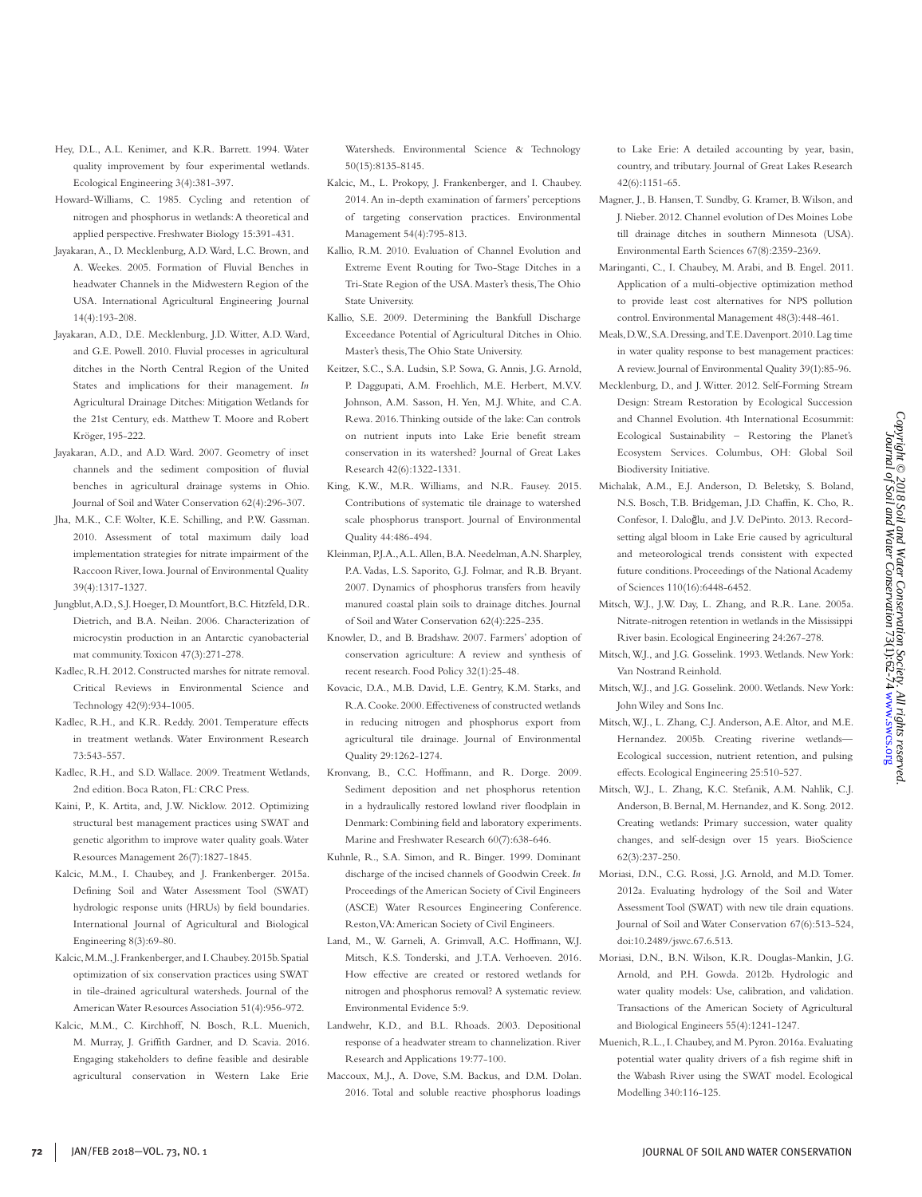Hey, D.L., A.L. Kenimer, and K.R. Barrett. 1994. Water quality improvement by four experimental wetlands. Ecological Engineering 3(4):381-397.

Howard-Williams, C. 1985. Cycling and retention of nitrogen and phosphorus in wetlands: A theoretical and applied perspective. Freshwater Biology 15:391-431.

Jayakaran, A., D. Mecklenburg, A.D. Ward, L.C. Brown, and A. Weekes. 2005. Formation of Fluvial Benches in headwater Channels in the Midwestern Region of the USA. International Agricultural Engineering Journal 14(4):193-208.

Jayakaran, A.D., D.E. Mecklenburg, J.D. Witter, A.D. Ward, and G.E. Powell. 2010. Fluvial processes in agricultural ditches in the North Central Region of the United States and implications for their management. *In* Agricultural Drainage Ditches: Mitigation Wetlands for the 21st Century, eds. Matthew T. Moore and Robert Kröger, 195-222.

Jayakaran, A.D., and A.D. Ward. 2007. Geometry of inset channels and the sediment composition of fluvial benches in agricultural drainage systems in Ohio. Journal of Soil and Water Conservation 62(4):296-307.

Jha, M.K., C.F. Wolter, K.E. Schilling, and P.W. Gassman. 2010. Assessment of total maximum daily load implementation strategies for nitrate impairment of the Raccoon River, Iowa. Journal of Environmental Quality 39(4):1317-1327.

Jungblut, A.D., S.J. Hoeger, D. Mountfort, B.C. Hitzfeld, D.R. Dietrich, and B.A. Neilan. 2006. Characterization of microcystin production in an Antarctic cyanobacterial mat community. Toxicon 47(3):271-278.

Kadlec, R.H. 2012. Constructed marshes for nitrate removal. Critical Reviews in Environmental Science and Technology 42(9):934-1005.

Kadlec, R.H., and K.R. Reddy. 2001. Temperature effects in treatment wetlands. Water Environment Research 73:543-557.

Kadlec, R.H., and S.D. Wallace. 2009. Treatment Wetlands, 2nd edition. Boca Raton, FL: CRC Press.

Kaini, P., K. Artita, and, J.W. Nicklow. 2012. Optimizing structural best management practices using SWAT and genetic algorithm to improve water quality goals. Water Resources Management 26(7):1827-1845.

Kalcic, M.M., I. Chaubey, and J. Frankenberger. 2015a. Defining Soil and Water Assessment Tool (SWAT) hydrologic response units (HRUs) by field boundaries. International Journal of Agricultural and Biological Engineering 8(3):69-80.

Kalcic, M.M., J. Frankenberger, and I. Chaubey. 2015b. Spatial optimization of six conservation practices using SWAT in tile-drained agricultural watersheds. Journal of the American Water Resources Association 51(4):956-972.

Kalcic, M.M., C. Kirchhoff, N. Bosch, R.L. Muenich, M. Murray, J. Griffith Gardner, and D. Scavia. 2016. Engaging stakeholders to define feasible and desirable agricultural conservation in Western Lake Erie Watersheds. Environmental Science & Technology 50(15):8135-8145.

Kalcic, M., L. Prokopy, J. Frankenberger, and I. Chaubey. 2014. An in-depth examination of farmers' perceptions of targeting conservation practices. Environmental Management 54(4):795-813.

Kallio, R.M. 2010. Evaluation of Channel Evolution and Extreme Event Routing for Two-Stage Ditches in a Tri-State Region of the USA. Master's thesis, The Ohio State University.

Kallio, S.E. 2009. Determining the Bankfull Discharge Exceedance Potential of Agricultural Ditches in Ohio. Master's thesis, The Ohio State University.

Keitzer, S.C., S.A. Ludsin, S.P. Sowa, G. Annis, J.G. Arnold, P. Daggupati, A.M. Froehlich, M.E. Herbert, M.V.V. Johnson, A.M. Sasson, H. Yen, M.J. White, and C.A. Rewa. 2016. Thinking outside of the lake: Can controls on nutrient inputs into Lake Erie benefit stream conservation in its watershed? Journal of Great Lakes Research 42(6):1322-1331.

King, K.W., M.R. Williams, and N.R. Fausey. 2015. Contributions of systematic tile drainage to watershed scale phosphorus transport. Journal of Environmental Quality 44:486-494.

Kleinman, P.J.A., A.L. Allen, B.A. Needelman, A.N. Sharpley, P.A. Vadas, L.S. Saporito, G.J. Folmar, and R.B. Bryant. 2007. Dynamics of phosphorus transfers from heavily manured coastal plain soils to drainage ditches. Journal of Soil and Water Conservation 62(4):225-235.

Knowler, D., and B. Bradshaw. 2007. Farmers' adoption of conservation agriculture: A review and synthesis of recent research. Food Policy 32(1):25-48.

Kovacic, D.A., M.B. David, L.E. Gentry, K.M. Starks, and R.A. Cooke. 2000. Effectiveness of constructed wetlands in reducing nitrogen and phosphorus export from agricultural tile drainage. Journal of Environmental Quality 29:1262-1274.

Kronvang, B., C.C. Hoffmann, and R. Dorge. 2009. Sediment deposition and net phosphorus retention in a hydraulically restored lowland river floodplain in Denmark: Combining field and laboratory experiments. Marine and Freshwater Research 60(7):638-646.

Kuhnle, R., S.A. Simon, and R. Binger. 1999. Dominant discharge of the incised channels of Goodwin Creek. *In* Proceedings of the American Society of Civil Engineers (ASCE) Water Resources Engineering Conference. Reston, VA: American Society of Civil Engineers.

Land, M., W. Garneli, A. Grimvall, A.C. Hoffmann, W.J. Mitsch, K.S. Tonderski, and J.T.A. Verhoeven. 2016. How effective are created or restored wetlands for nitrogen and phosphorus removal? A systematic review. Environmental Evidence 5:9.

Landwehr, K.D., and B.L. Rhoads. 2003. Depositional response of a headwater stream to channelization. River Research and Applications 19:77-100.

Maccoux, M.J., A. Dove, S.M. Backus, and D.M. Dolan. 2016. Total and soluble reactive phosphorus loadings to Lake Erie: A detailed accounting by year, basin, country, and tributary. Journal of Great Lakes Research 42(6):1151-65.

Magner, J., B. Hansen, T. Sundby, G. Kramer, B. Wilson, and J. Nieber. 2012. Channel evolution of Des Moines Lobe till drainage ditches in southern Minnesota (USA). Environmental Earth Sciences 67(8):2359-2369.

Maringanti, C., I. Chaubey, M. Arabi, and B. Engel. 2011. Application of a multi-objective optimization method to provide least cost alternatives for NPS pollution control. Environmental Management 48(3):448-461.

Meals, D.W., S.A. Dressing, and T.E. Davenport. 2010. Lag time in water quality response to best management practices: A review. Journal of Environmental Quality 39(1):85-96.

Mecklenburg, D., and J. Witter. 2012. Self-Forming Stream Design: Stream Restoration by Ecological Succession and Channel Evolution. 4th International Ecosummit: Ecological Sustainability – Restoring the Planet's Ecosystem Services. Columbus, OH: Global Soil Biodiversity Initiative.

Michalak, A.M., E.J. Anderson, D. Beletsky, S. Boland, N.S. Bosch, T.B. Bridgeman, J.D. Chaffin, K. Cho, R. Confesor, I. Daloğlu, and J.V. DePinto. 2013. Record-setting algal bloom in Lake Erie caused by agricultural and meteorological trends consistent with expected future conditions. Proceedings of the National Academy of Sciences 110(16):6448-6452.

Mitsch, W.J., J.W. Day, L. Zhang, and R.R. Lane. 2005a. Nitrate-nitrogen retention in wetlands in the Mississippi River basin. Ecological Engineering 24:267-278.

Mitsch, W.J., and J.G. Gosselink. 1993. Wetlands. New York: Van Nostrand Reinhold.

Mitsch, W.J., and J.G. Gosselink. 2000. Wetlands. New York: John Wiley and Sons Inc.

Mitsch, W.J., L. Zhang, C.J. Anderson, A.E. Altor, and M.E. Hernandez. 2005b. Creating riverine wetlands—Ecological succession, nutrient retention, and pulsing effects. Ecological Engineering 25:510-527.

Mitsch, W.J., L. Zhang, K.C. Stefanik, A.M. Nahlik, C.J. Anderson, B. Bernal, M. Hernandez, and K. Song. 2012. Creating wetlands: Primary succession, water quality changes, and self-design over 15 years. BioScience 62(3):237-250.

Moriasi, D.N., C.G. Rossi, J.G. Arnold, and M.D. Tomer. 2012a. Evaluating hydrology of the Soil and Water Assessment Tool (SWAT) with new tile drain equations. Journal of Soil and Water Conservation 67(6):513-524, doi:10.2489/jswc.67.6.513.

Moriasi, D.N., B.N. Wilson, K.R. Douglas-Mankin, J.G. Arnold, and P.H. Gowda. 2012b. Hydrologic and water quality models: Use, calibration, and validation. Transactions of the American Society of Agricultural and Biological Engineers 55(4):1241-1247.

Muenich, R.L., I. Chaubey, and M. Pyron. 2016a. Evaluating potential water quality drivers of a fish regime shift in the Wabash River using the SWAT model. Ecological Modelling 340:116-125.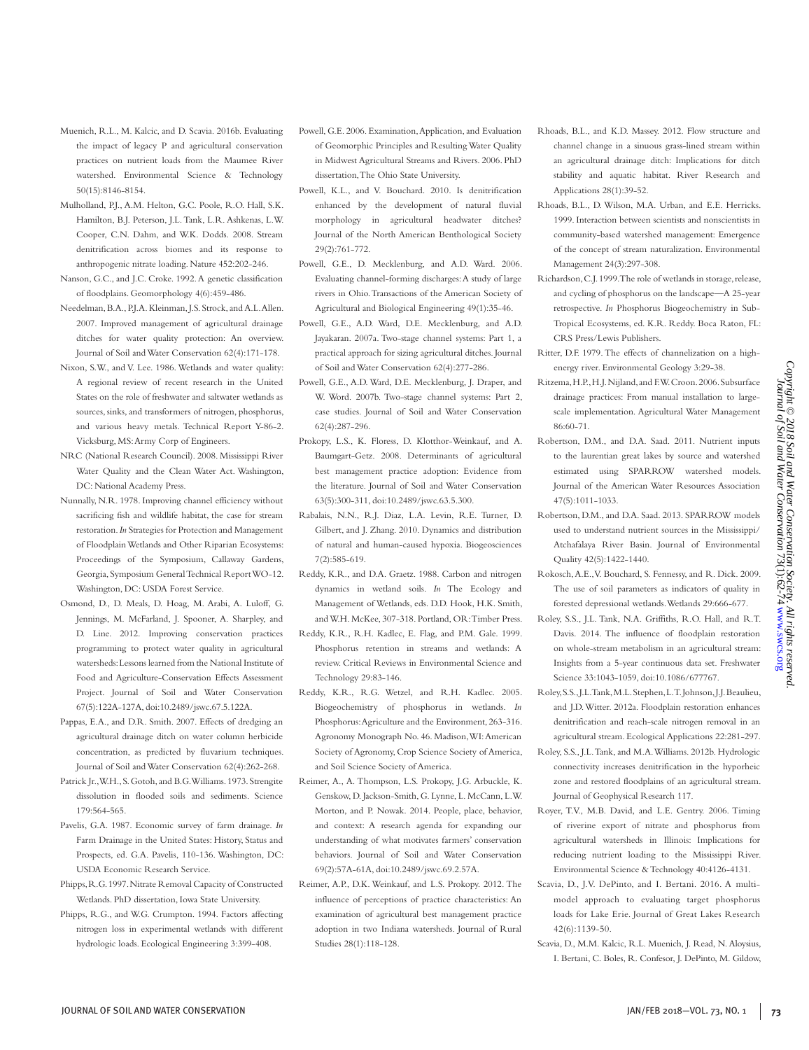Muenich, R.L., M. Kalcic, and D. Scavia. 2016b. Evaluating the impact of legacy P and agricultural conservation practices on nutrient loads from the Maumee River watershed. Environmental Science & Technology 50(15):8146-8154.

Mulholland, P.J., A.M. Helton, G.C. Poole, R.O. Hall, S.K. Hamilton, B.J. Peterson, J.L. Tank, L.R. Ashkenas, L.W. Cooper, C.N. Dahm, and W.K. Dodds. 2008. Stream denitrification across biomes and its response to anthropogenic nitrate loading. Nature 452:202-246.

Nanson, G.C., and J.C. Croke. 1992. A genetic classification of floodplains. Geomorphology 4(6):459-486.

Needelman, B.A., P.J.A. Kleinman, J.S. Strock, and A.L. Allen. 2007. Improved management of agricultural drainage ditches for water quality protection: An overview. Journal of Soil and Water Conservation 62(4):171-178.

Nixon, S.W., and V. Lee. 1986. Wetlands and water quality: A regional review of recent research in the United States on the role of freshwater and saltwater wetlands as sources, sinks, and transformers of nitrogen, phosphorus, and various heavy metals. Technical Report Y-86-2. Vicksburg, MS: Army Corp of Engineers.

NRC (National Research Council). 2008. Mississippi River Water Quality and the Clean Water Act. Washington, DC: National Academy Press.

Nunnally, N.R. 1978. Improving channel efficiency without sacrificing fish and wildlife habitat, the case for stream restoration. *In* Strategies for Protection and Management of Floodplain Wetlands and Other Riparian Ecosystems: Proceedings of the Symposium, Callaway Gardens, Georgia, Symposium General Technical Report WO-12. Washington, DC: USDA Forest Service.

Osmond, D., D. Meals, D. Hoag, M. Arabi, A. Luloff, G. Jennings, M. McFarland, J. Spooner, A. Sharpley, and D. Line. 2012. Improving conservation practices programming to protect water quality in agricultural watersheds: Lessons learned from the National Institute of Food and Agriculture-Conservation Effects Assessment Project. Journal of Soil and Water Conservation 67(5):122A-127A, doi:10.2489/jswc.67.5.122A.

Pappas, E.A., and D.R. Smith. 2007. Effects of dredging an agricultural drainage ditch on water column herbicide concentration, as predicted by fluvarium techniques. Journal of Soil and Water Conservation 62(4):262-268.

Patrick Jr., W.H., S. Gotoh, and B.G. Williams. 1973. Strengite dissolution in flooded soils and sediments. Science 179:564-565.

Pavelis, G.A. 1987. Economic survey of farm drainage. *In* Farm Drainage in the United States: History, Status and Prospects, ed. G.A. Pavelis, 110-136. Washington, DC: USDA Economic Research Service.

Phipps, R.G. 1997. Nitrate Removal Capacity of Constructed Wetlands. PhD dissertation, Iowa State University.

Phipps, R.G., and W.G. Crumpton. 1994. Factors affecting nitrogen loss in experimental wetlands with different hydrologic loads. Ecological Engineering 3:399-408.

Powell, G.E. 2006. Examination, Application, and Evaluation of Geomorphic Principles and Resulting Water Quality in Midwest Agricultural Streams and Rivers. 2006. PhD dissertation, The Ohio State University.

Powell, K.L., and V. Bouchard. 2010. Is denitrification enhanced by the development of natural fluvial morphology in agricultural headwater ditches? Journal of the North American Benthological Society 29(2):761-772.

Powell, G.E., D. Mecklenburg, and A.D. Ward. 2006. Evaluating channel-forming discharges: A study of large rivers in Ohio. Transactions of the American Society of Agricultural and Biological Engineering 49(1):35-46.

Powell, G.E., A.D. Ward, D.E. Mecklenburg, and A.D. Jayakaran. 2007a. Two-stage channel systems: Part 1, a practical approach for sizing agricultural ditches. Journal of Soil and Water Conservation 62(4):277-286.

Powell, G.E., A.D. Ward, D.E. Mecklenburg, J. Draper, and W. Word. 2007b. Two-stage channel systems: Part 2, case studies. Journal of Soil and Water Conservation 62(4):287-296.

Prokopy, L.S., K. Floress, D. Klotthor-Weinkauf, and A. Baumgart-Getz. 2008. Determinants of agricultural best management practice adoption: Evidence from the literature. Journal of Soil and Water Conservation 63(5):300-311, doi:10.2489/jswc.63.5.300.

Rabalais, N.N., R.J. Diaz, L.A. Levin, R.E. Turner, D. Gilbert, and J. Zhang. 2010. Dynamics and distribution of natural and human-caused hypoxia. Biogeosciences 7(2):585-619.

Reddy, K.R., and D.A. Graetz. 1988. Carbon and nitrogen dynamics in wetland soils. *In* The Ecology and Management of Wetlands, eds. D.D. Hook, H.K. Smith, and W.H. McKee, 307-318. Portland, OR: Timber Press.

Reddy, K.R., R.H. Kadlec, E. Flag, and P.M. Gale. 1999. Phosphorus retention in streams and wetlands: A review. Critical Reviews in Environmental Science and Technology 29:83-146.

Reddy, K.R., R.G. Wetzel, and R.H. Kadlec. 2005. Biogeochemistry of phosphorus in wetlands. *In* Phosphorus: Agriculture and the Environment, 263-316. Agronomy Monograph No. 46. Madison, WI: American Society of Agronomy, Crop Science Society of America, and Soil Science Society of America.

Reimer, A., A. Thompson, L.S. Prokopy, J.G. Arbuckle, K. Genskow, D. Jackson-Smith, G. Lynne, L. McCann, L.W. Morton, and P. Nowak. 2014. People, place, behavior, and context: A research agenda for expanding our understanding of what motivates farmers' conservation behaviors. Journal of Soil and Water Conservation 69(2):57A-61A, doi:10.2489/jswc.69.2.57A.

Reimer, A.P., D.K. Weinkauf, and L.S. Prokopy. 2012. The influence of perceptions of practice characteristics: An examination of agricultural best management practice adoption in two Indiana watersheds. Journal of Rural Studies 28(1):118-128.

Rhoads, B.L., and K.D. Massey. 2012. Flow structure and channel change in a sinuous grass-lined stream within an agricultural drainage ditch: Implications for ditch stability and aquatic habitat. River Research and Applications 28(1):39-52.

Rhoads, B.L., D. Wilson, M.A. Urban, and E.E. Herricks. 1999. Interaction between scientists and nonscientists in community-based watershed management: Emergence of the concept of stream naturalization. Environmental Management 24(3):297-308.

Richardson, C.J. 1999. The role of wetlands in storage, release, and cycling of phosphorus on the landscape—A 25-year retrospective. *In* Phosphorus Biogeochemistry in Sub-Tropical Ecosystems, ed. K.R. Reddy. Boca Raton, FL: CRS Press/Lewis Publishers.

Ritter, D.F. 1979. The effects of channelization on a high-energy river. Environmental Geology 3:29-38.

Ritzema, H.P., H.J. Nijland, and F.W. Croon. 2006. Subsurface drainage practices: From manual installation to large-scale implementation. Agricultural Water Management 86:60-71.

Robertson, D.M., and D.A. Saad. 2011. Nutrient inputs to the laurentian great lakes by source and watershed estimated using SPARROW watershed models. Journal of the American Water Resources Association 47(5):1011-1033.

Robertson, D.M., and D.A. Saad. 2013. SPARROW models used to understand nutrient sources in the Mississippi/Atchafalaya River Basin. Journal of Environmental Quality 42(5):1422-1440.

Rokosch, A.E., V. Bouchard, S. Fennessy, and R. Dick. 2009. The use of soil parameters as indicators of quality in forested depressional wetlands. Wetlands 29:666-677.

Roley, S.S., J.L. Tank, N.A. Griffiths, R.O. Hall, and R.T. Davis. 2014. The influence of floodplain restoration on whole-stream metabolism in an agricultural stream: Insights from a 5-year continuous data set. Freshwater Science 33:1043-1059, doi:10.1086/677767.

Roley, S.S., J.L. Tank, M.L. Stephen, L.T. Johnson, J.J. Beaulieu, and J.D. Witter. 2012a. Floodplain restoration enhances denitrification and reach-scale nitrogen removal in an agricultural stream. Ecological Applications 22:281-297.

Roley, S.S., J.L. Tank, and M.A. Williams. 2012b. Hydrologic connectivity increases denitrification in the hyporheic zone and restored floodplains of an agricultural stream. Journal of Geophysical Research 117.

Royer, T.V., M.B. David, and L.E. Gentry. 2006. Timing of riverine export of nitrate and phosphorus from agricultural watersheds in Illinois: Implications for reducing nutrient loading to the Mississippi River. Environmental Science & Technology 40:4126-4131.

Scavia, D., J.V. DePinto, and I. Bertani. 2016. A multi-model approach to evaluating target phosphorus loads for Lake Erie. Journal of Great Lakes Research 42(6):1139-50.

Scavia, D., M.M. Kalcic, R.L. Muenich, J. Read, N. Aloysius, I. Bertani, C. Boles, R. Confesor, J. DePinto, M. Gildow,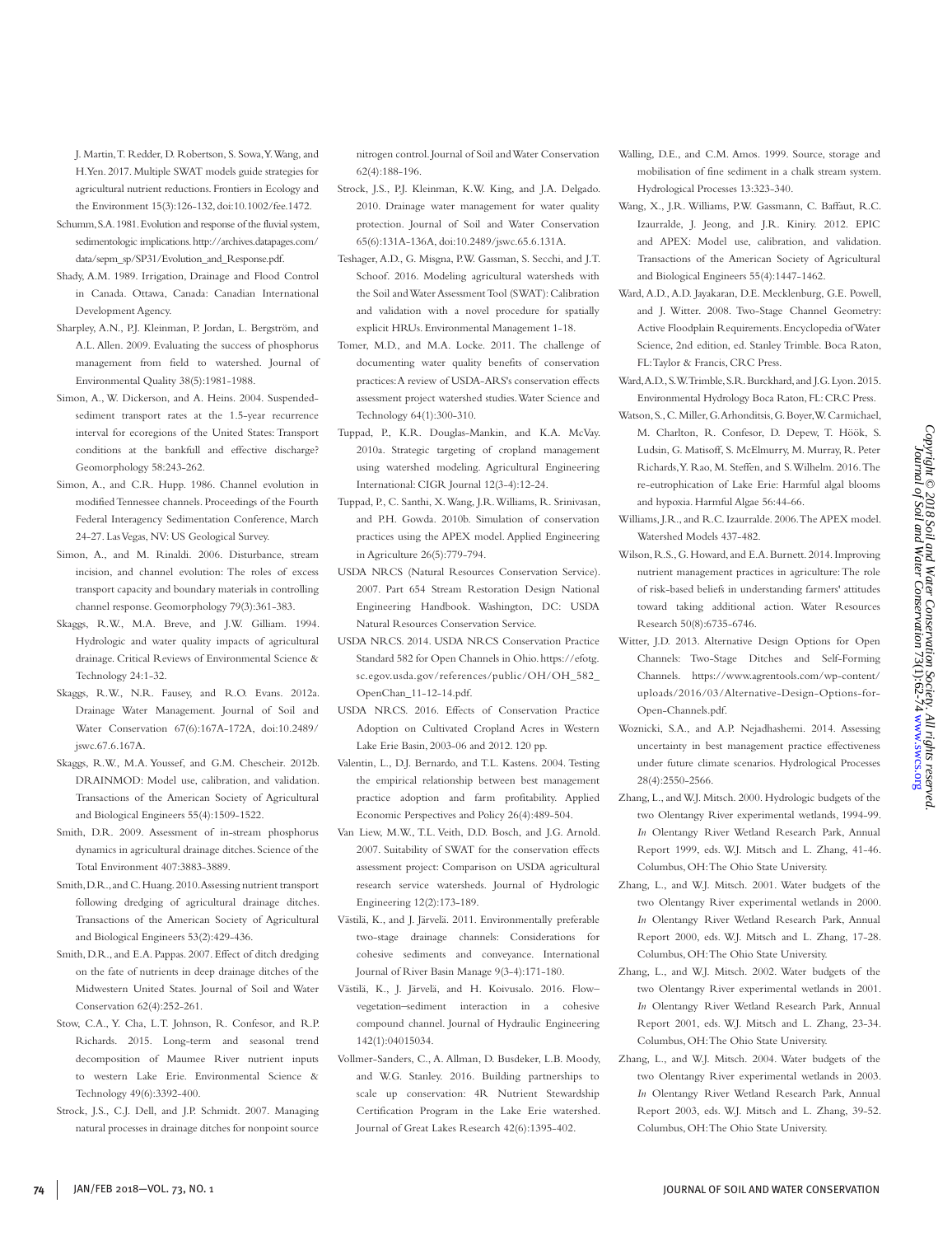J. Martin, T. Redder, D. Robertson, S. Sowa, Y. Wang, and H. Yen. 2017. Multiple SWAT models guide strategies for agricultural nutrient reductions. Frontiers in Ecology and the Environment 15(3):126-132, doi:10.1002/fee.1472.

Schumm, S.A. 1981. Evolution and response of the fluvial system, sedimentologic implications. http://archives.datapages.com/data/sepm_sp/SP31/Evolution_and_Response.pdf.

Shady, A.M. 1989. Irrigation, Drainage and Flood Control in Canada. Ottawa, Canada: Canadian International Development Agency.

Sharpley, A.N., P.J. Kleinman, P. Jordan, L. Bergström, and A.L. Allen. 2009. Evaluating the success of phosphorus management from field to watershed. Journal of Environmental Quality 38(5):1981-1988.

Simon, A., W. Dickerson, and A. Heins. 2004. Suspended-sediment transport rates at the 1.5-year recurrence interval for ecoregions of the United States: Transport conditions at the bankfull and effective discharge? Geomorphology 58:243-262.

Simon, A., and C.R. Hupp. 1986. Channel evolution in modified Tennessee channels. Proceedings of the Fourth Federal Interagency Sedimentation Conference, March 24-27. Las Vegas, NV: US Geological Survey.

Simon, A., and M. Rinaldi. 2006. Disturbance, stream incision, and channel evolution: The roles of excess transport capacity and boundary materials in controlling channel response. Geomorphology 79(3):361-383.

Skaggs, R.W., M.A. Breve, and J.W. Gilliam. 1994. Hydrologic and water quality impacts of agricultural drainage. Critical Reviews of Environmental Science & Technology 24:1-32.

Skaggs, R.W., N.R. Fausey, and R.O. Evans. 2012a. Drainage Water Management. Journal of Soil and Water Conservation 67(6):167A-172A, doi:10.2489/jswc.67.6.167A.

Skaggs, R.W., M.A. Youssef, and G.M. Chescheir. 2012b. DRAINMOD: Model use, calibration, and validation. Transactions of the American Society of Agricultural and Biological Engineers 55(4):1509-1522.

Smith, D.R. 2009. Assessment of in-stream phosphorus dynamics in agricultural drainage ditches. Science of the Total Environment 407:3883-3889.

Smith, D.R., and C. Huang. 2010. Assessing nutrient transport following dredging of agricultural drainage ditches. Transactions of the American Society of Agricultural and Biological Engineers 53(2):429-436.

Smith, D.R., and E.A. Pappas. 2007. Effect of ditch dredging on the fate of nutrients in deep drainage ditches of the Midwestern United States. Journal of Soil and Water Conservation 62(4):252-261.

Stow, C.A., Y. Cha, L.T. Johnson, R. Confesor, and R.P. Richards. 2015. Long-term and seasonal trend decomposition of Maumee River nutrient inputs to western Lake Erie. Environmental Science & Technology 49(6):3392-400.

Strock, J.S., C.J. Dell, and J.P. Schmidt. 2007. Managing natural processes in drainage ditches for nonpoint source nitrogen control. Journal of Soil and Water Conservation 62(4):188-196.

Strock, J.S., P.J. Kleinman, K.W. King, and J.A. Delgado. 2010. Drainage water management for water quality protection. Journal of Soil and Water Conservation 65(6):131A-136A, doi:10.2489/jswc.65.6.131A.

Teshager, A.D., G. Misgna, P.W. Gassman, S. Secchi, and J.T. Schoof. 2016. Modeling agricultural watersheds with the Soil and Water Assessment Tool (SWAT): Calibration and validation with a novel procedure for spatially explicit HRUs. Environmental Management 1-18.

Tomer, M.D., and M.A. Locke. 2011. The challenge of documenting water quality benefits of conservation practices: A review of USDA-ARS's conservation effects assessment project watershed studies. Water Science and Technology 64(1):300-310.

Tuppad, P., K.R. Douglas-Mankin, and K.A. McVay. 2010a. Strategic targeting of cropland management using watershed modeling. Agricultural Engineering International: CIGR Journal 12(3-4):12-24.

Tuppad, P., C. Santhi, X. Wang, J.R. Williams, R. Srinivasan, and P.H. Gowda. 2010b. Simulation of conservation practices using the APEX model. Applied Engineering in Agriculture 26(5):779-794.

USDA NRCS (Natural Resources Conservation Service). 2007. Part 654 Stream Restoration Design National Engineering Handbook. Washington, DC: USDA Natural Resources Conservation Service.

USDA NRCS. 2014. USDA NRCS Conservation Practice Standard 582 for Open Channels in Ohio. https://efotg.sc.egov.usda.gov/references/public/OH/OH_582_OpenChan_11-12-14.pdf.

USDA NRCS. 2016. Effects of Conservation Practice Adoption on Cultivated Cropland Acres in Western Lake Erie Basin, 2003-06 and 2012. 120 pp.

Valentin, L., D.J. Bernardo, and T.L. Kastens. 2004. Testing the empirical relationship between best management practice adoption and farm profitability. Applied Economic Perspectives and Policy 26(4):489-504.

Van Liew, M.W., T.L. Veith, D.D. Bosch, and J.G. Arnold. 2007. Suitability of SWAT for the conservation effects assessment project: Comparison on USDA agricultural research service watersheds. Journal of Hydrologic Engineering 12(2):173-189.

Västilä, K., and J. Järvelä. 2011. Environmentally preferable two-stage drainage channels: Considerations for cohesive sediments and conveyance. International Journal of River Basin Manage 9(3-4):171-180.

Västilä, K., J. Järvelä, and H. Koivusalo. 2016. Flow–vegetation–sediment interaction in a cohesive compound channel. Journal of Hydraulic Engineering 142(1):04015034.

Vollmer-Sanders, C., A. Allman, D. Busdeker, L.B. Moody, and W.G. Stanley. 2016. Building partnerships to scale up conservation: 4R Nutrient Stewardship Certification Program in the Lake Erie watershed. Journal of Great Lakes Research 42(6):1395-402.

Walling, D.E., and C.M. Amos. 1999. Source, storage and mobilisation of fine sediment in a chalk stream system. Hydrological Processes 13:323-340.

Wang, X., J.R. Williams, P.W. Gassmann, C. Baffaut, R.C. Izaurralde, J. Jeong, and J.R. Kiniry. 2012. EPIC and APEX: Model use, calibration, and validation. Transactions of the American Society of Agricultural and Biological Engineers 55(4):1447-1462.

Ward, A.D., A.D. Jayakaran, D.E. Mecklenburg, G.E. Powell, and J. Witter. 2008. Two-Stage Channel Geometry: Active Floodplain Requirements. Encyclopedia of Water Science, 2nd edition, ed. Stanley Trimble. Boca Raton, FL: Taylor & Francis, CRC Press.

Ward, A.D., S.W. Trimble, S.R. Burckhard, and J.G. Lyon. 2015. Environmental Hydrology Boca Raton, FL: CRC Press.

Watson, S., C. Miller, G. Arhonditsis, G. Boyer, W. Carmichael, M. Charlton, R. Confesor, D. Depew, T. Höök, S. Ludsin, G. Matisoff, S. McElmurry, M. Murray, R. Peter Richards, Y. Rao, M. Steffen, and S. Wilhelm. 2016. The re-eutrophication of Lake Erie: Harmful algal blooms and hypoxia. Harmful Algae 56:44-66.

Williams, J.R., and R.C. Izaurralde. 2006. The APEX model. Watershed Models 437-482.

Wilson, R.S., G. Howard, and E.A. Burnett. 2014. Improving nutrient management practices in agriculture: The role of risk-based beliefs in understanding farmers' attitudes toward taking additional action. Water Resources Research 50(8):6735-6746.

Witter, J.D. 2013. Alternative Design Options for Open Channels: Two-Stage Ditches and Self-Forming Channels. https://www.agrentools.com/wp-content/uploads/2016/03/Alternative-Design-Options-for-Open-Channels.pdf.

Woznicki, S.A., and A.P. Nejadhashemi. 2014. Assessing uncertainty in best management practice effectiveness under future climate scenarios. Hydrological Processes 28(4):2550-2566.

Zhang, L., and W.J. Mitsch. 2000. Hydrologic budgets of the two Olentangy River experimental wetlands, 1994-99. *In* Olentangy River Wetland Research Park, Annual Report 1999, eds. W.J. Mitsch and L. Zhang, 41-46. Columbus, OH: The Ohio State University.

Zhang, L., and W.J. Mitsch. 2001. Water budgets of the two Olentangy River experimental wetlands in 2000. *In* Olentangy River Wetland Research Park, Annual Report 2000, eds. W.J. Mitsch and L. Zhang, 17-28. Columbus, OH: The Ohio State University.

Zhang, L., and W.J. Mitsch. 2002. Water budgets of the two Olentangy River experimental wetlands in 2001. *In* Olentangy River Wetland Research Park, Annual Report 2001, eds. W.J. Mitsch and L. Zhang, 23-34. Columbus, OH: The Ohio State University.

Zhang, L., and W.J. Mitsch. 2004. Water budgets of the two Olentangy River experimental wetlands in 2003. *In* Olentangy River Wetland Research Park, Annual Report 2003, eds. W.J. Mitsch and L. Zhang, 39-52. Columbus, OH: The Ohio State University.